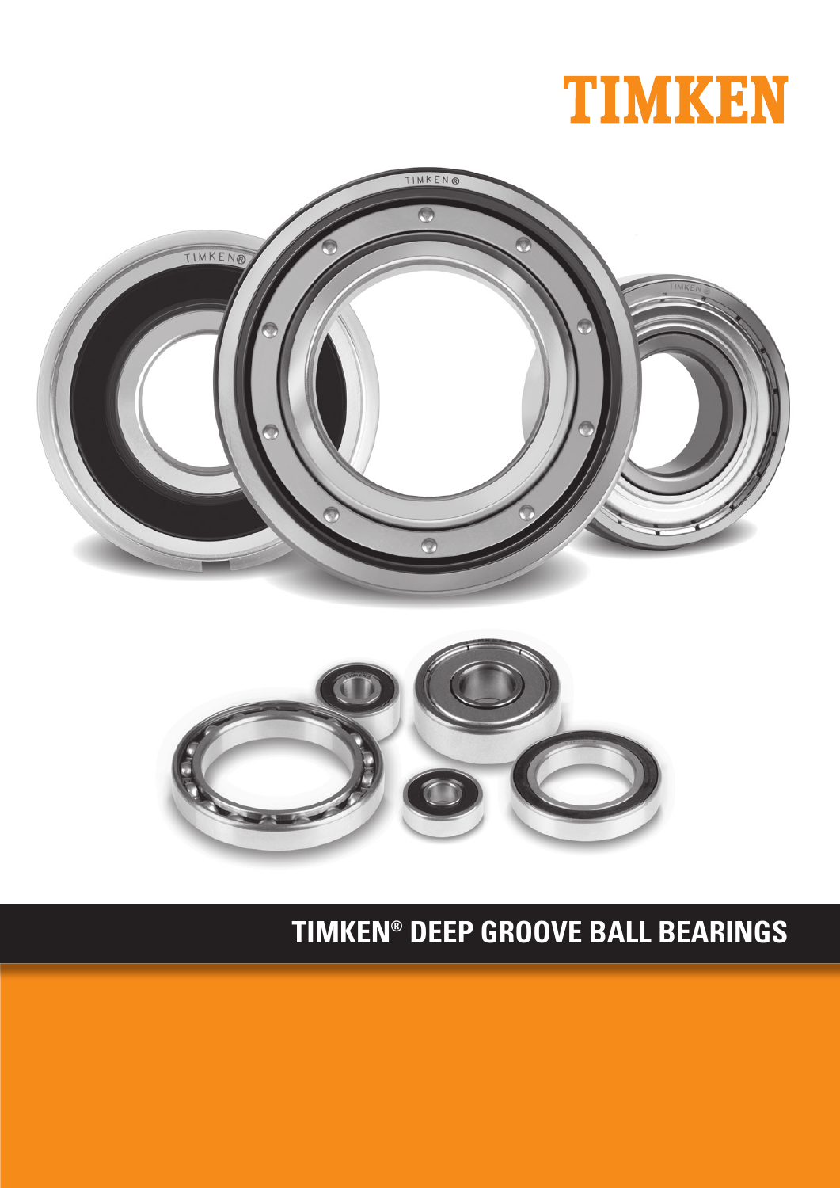TIMKEN

# TIMKEN® DEEP GROOVE BALL BEARINGS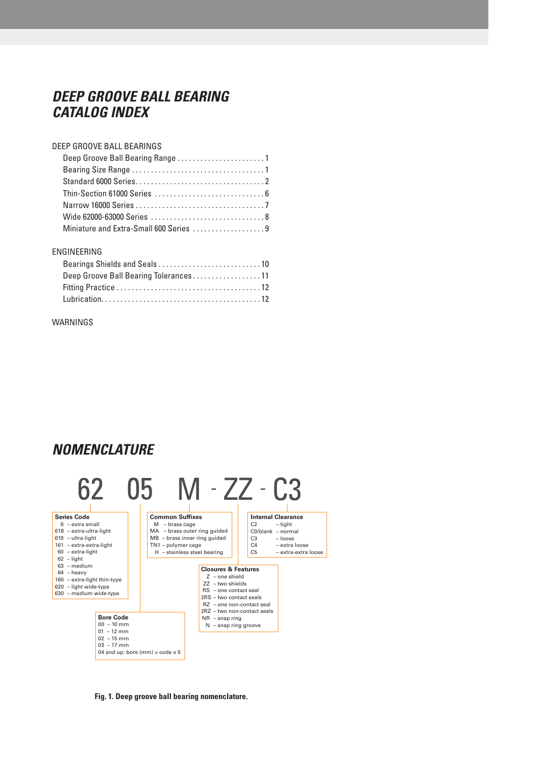# DEEP GROOVE BALL BEARING CATALOG INDEX

DEEP GROOVE BALL BEARINGS

- Deep Groove Ball Bearing Range . . . . . . . . . . . . . . . . . . . . . . . 1
- Bearing Size Range . . . . . . . . . . . . . . . . . . . . . . . . . . . . . . . . . . 1
- Standard 6000 Series. . . . . . . . . . . . . . . . . . . . . . . . . . . . . . . . . 2
- Thin-Section 61000 Series . . . . . . . . . . . . . . . . . . . . . . . . . . . . 6
- Narrow 16000 Series . . . . . . . . . . . . . . . . . . . . . . . . . . . . . . . . . 7
- Wide 62000-63000 Series . . . . . . . . . . . . . . . . . . . . . . . . . . . . . 8
- Miniature and Extra-Small 600 Series . . . . . . . . . . . . . . . . . . . 9

ENGINEERING

- Bearings Shields and Seals . . . . . . . . . . . . . . . . . . . . . . . . . . 10
- Deep Groove Ball Bearing Tolerances. . . . . . . . . . . . . . . . . . 11
- Fitting Practice . . . . . . . . . . . . . . . . . . . . . . . . . . . . . . . . . . . . . 12
- Lubrication. . . . . . . . . . . . . . . . . . . . . . . . . . . . . . . . . . . . . . . . . 12

WARNINGS

# NOMENCLATURE

62 05 M - ZZ - C3

**Series Code**
- 6 – extra small
- 618 – extra-ultra-light
- 619 – ultra-light
- 161 – extra-extra-light
- 60 – extra-light
- 62 – light
- 63 – medium
- 64 – heavy
- 160 – extra-light thin-type
- 620 – light wide-type
- 630 – medium wide-type

**Bore Code**
- 00 – 10 mm
- 01 – 12 mm
- 02 – 15 mm
- 03 – 17 mm
- 04 and up: bore (mm) = code x 5

**Common Suffixes**
- M – brass cage
- MA – brass outer ring guided
- MB – brass inner ring guided
- TN1 – polymer cage
- H – stainless steel bearing

**Closures & Features**
- Z – one shield
- ZZ – two shields
- RS – one contact seal
- 2RS – two contact seals
- RZ – one non-contact seal
- 2RZ – two non-contact seals
- NR – snap ring
- N – snap ring groove

**Internal Clearance**
- C2 – tight
- C0/blank – normal
- C3 – loose
- C4 – extra loose
- C5 – extra-extra loose

**Fig. 1. Deep groove ball bearing nomenclature.**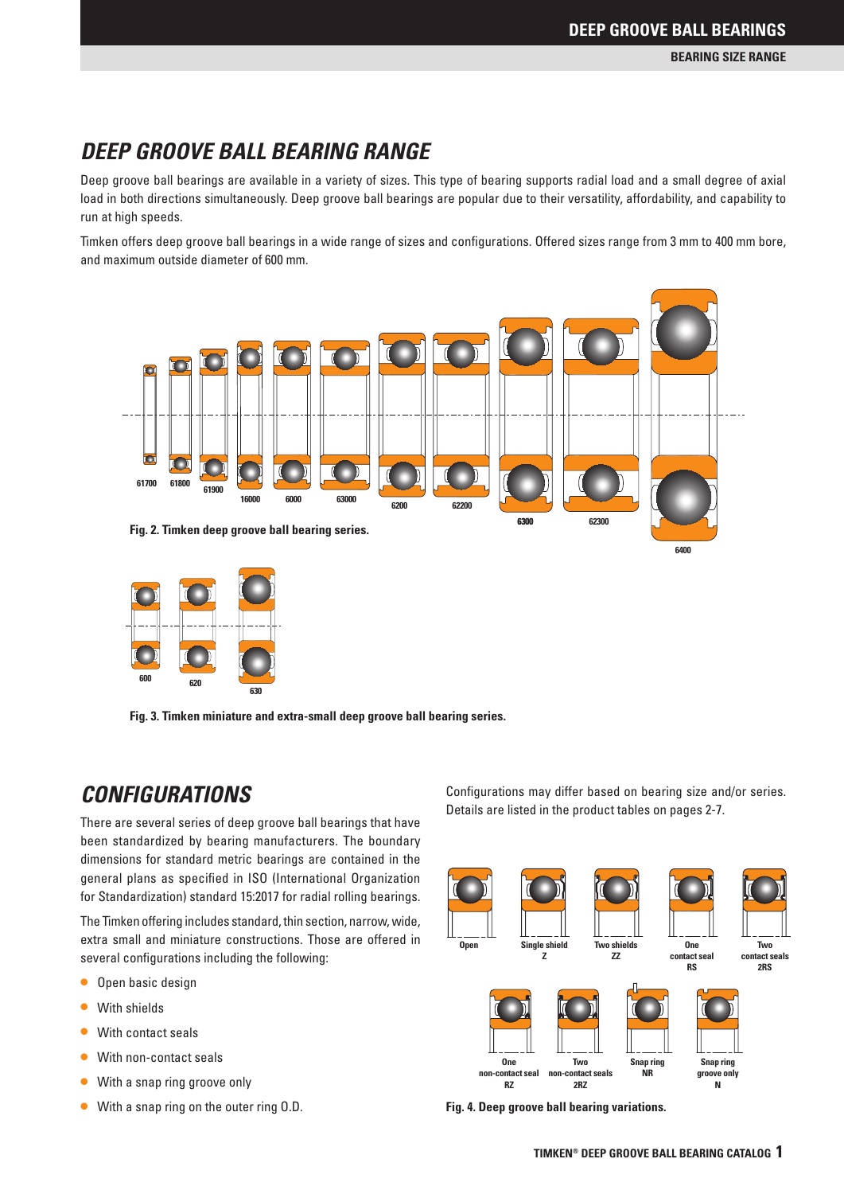# DEEP GROOVE BALL BEARING RANGE

Deep groove ball bearings are available in a variety of sizes. This type of bearing supports radial load and a small degree of axial load in both directions simultaneously. Deep groove ball bearings are popular due to their versatility, affordability, and capability to run at high speeds.

Timken offers deep groove ball bearings in a wide range of sizes and configurations. Offered sizes range from 3 mm to 400 mm bore, and maximum outside diameter of 600 mm.

61700 61800 61900 16000 6000 63000 6200 62200 6300 62300 6400

**Fig. 2. Timken deep groove ball bearing series.**

600 620 630

**Fig. 3. Timken miniature and extra-small deep groove ball bearing series.**

# CONFIGURATIONS

There are several series of deep groove ball bearings that have been standardized by bearing manufacturers. The boundary dimensions for standard metric bearings are contained in the general plans as specified in ISO (International Organization for Standardization) standard 15:2017 for radial rolling bearings.

The Timken offering includes standard, thin section, narrow, wide, extra small and miniature constructions. Those are offered in several configurations including the following:

- Open basic design
- With shields
- With contact seals
- With non-contact seals
- With a snap ring groove only
- With a snap ring on the outer ring O.D.

Configurations may differ based on bearing size and/or series. Details are listed in the product tables on pages 2-7.

Open; Single shield Z; Two shields ZZ; One contact seal RS; Two contact seals 2RS; One non-contact seal RZ; Two non-contact seals 2RZ; Snap ring NR; Snap ring groove only N

**Fig. 4. Deep groove ball bearing variations.**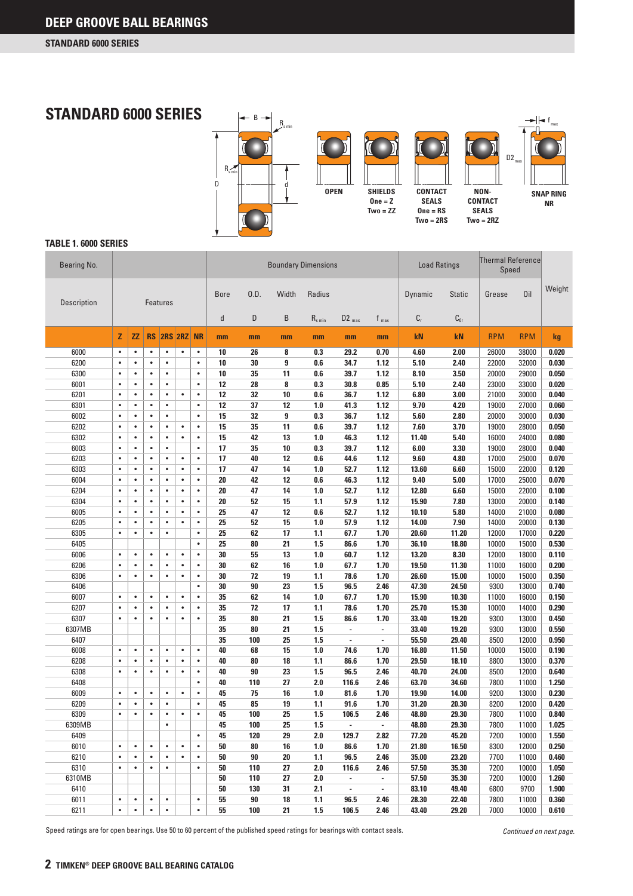# DEEP GROOVE BALL BEARINGS

## STANDARD 6000 SERIES

OPEN

SHIELDS
One = Z
Two = ZZ

CONTACT SEALS
One = RS
Two = 2RS

NON-CONTACT SEALS
Two = 2RZ

SNAP RING
NR

### TABLE 1. 6000 SERIES

| Bearing No. | | | | | | | Boundary Dimensions | | | | | | Load Ratings | | Thermal Reference Speed | | Weight |
|---|---|---|---|---|---|---|---|---|---|---|---|---|---|---|---|---|---|
| Description | Features | | | | | | Bore | O.D. | Width | Radius | | | Dynamic | Static | Grease | Oil | |
| | | | | | | | d | D | B | $R_{s\ min}$ | $D2_{max}$ | $f_{max}$ | $C_r$ | $C_{0r}$ | | | |
| | Z | ZZ | RS | 2RS | 2RZ | NR | mm | mm | mm | mm | mm | mm | kN | kN | RPM | RPM | kg |
| 6000 | • | • | • | • | • | • | 10 | 26 | 8 | 0.3 | 29.2 | 0.70 | 4.60 | 2.00 | 26000 | 38000 | 0.020 |
| 6200 | • | • | • | • | | • | 10 | 30 | 9 | 0.6 | 34.7 | 1.12 | 5.10 | 2.40 | 22000 | 32000 | 0.030 |
| 6300 | • | • | • | • | | • | 10 | 35 | 11 | 0.6 | 39.7 | 1.12 | 8.10 | 3.50 | 20000 | 29000 | 0.050 |
| 6001 | • | • | • | • | | • | 12 | 28 | 8 | 0.3 | 30.8 | 0.85 | 5.10 | 2.40 | 23000 | 33000 | 0.020 |
| 6201 | • | • | • | • | • | • | 12 | 32 | 10 | 0.6 | 36.7 | 1.12 | 6.80 | 3.00 | 21000 | 30000 | 0.040 |
| 6301 | • | • | • | • | | • | 12 | 37 | 12 | 1.0 | 41.3 | 1.12 | 9.70 | 4.20 | 19000 | 27000 | 0.060 |
| 6002 | • | • | • | • | | • | 15 | 32 | 9 | 0.3 | 36.7 | 1.12 | 5.60 | 2.80 | 20000 | 30000 | 0.030 |
| 6202 | • | • | • | • | • | • | 15 | 35 | 11 | 0.6 | 39.7 | 1.12 | 7.60 | 3.70 | 19000 | 28000 | 0.050 |
| 6302 | • | • | • | • | • | • | 15 | 42 | 13 | 1.0 | 46.3 | 1.12 | 11.40 | 5.40 | 16000 | 24000 | 0.080 |
| 6003 | • | • | • | • | | • | 17 | 35 | 10 | 0.3 | 39.7 | 1.12 | 6.00 | 3.30 | 19000 | 28000 | 0.040 |
| 6203 | • | • | • | • | • | • | 17 | 40 | 12 | 0.6 | 44.6 | 1.12 | 9.60 | 4.80 | 17000 | 25000 | 0.070 |
| 6303 | • | • | • | • | • | • | 17 | 47 | 14 | 1.0 | 52.7 | 1.12 | 13.60 | 6.60 | 15000 | 22000 | 0.120 |
| 6004 | • | • | • | • | • | • | 20 | 42 | 12 | 0.6 | 46.3 | 1.12 | 9.40 | 5.00 | 17000 | 25000 | 0.070 |
| 6204 | • | • | • | • | • | • | 20 | 47 | 14 | 1.0 | 52.7 | 1.12 | 12.80 | 6.60 | 15000 | 22000 | 0.100 |
| 6304 | • | • | • | • | • | • | 20 | 52 | 15 | 1.1 | 57.9 | 1.12 | 15.90 | 7.80 | 13000 | 20000 | 0.140 |
| 6005 | • | • | • | • | • | • | 25 | 47 | 12 | 0.6 | 52.7 | 1.12 | 10.10 | 5.80 | 14000 | 21000 | 0.080 |
| 6205 | • | • | • | • | • | • | 25 | 52 | 15 | 1.0 | 57.9 | 1.12 | 14.00 | 7.90 | 14000 | 20000 | 0.130 |
| 6305 | • | • | • | • | | • | 25 | 62 | 17 | 1.1 | 67.7 | 1.70 | 20.60 | 11.20 | 12000 | 17000 | 0.220 |
| 6405 | | | | | | • | 25 | 80 | 21 | 1.5 | 86.6 | 1.70 | 36.10 | 18.80 | 10000 | 15000 | 0.530 |
| 6006 | • | • | • | • | • | • | 30 | 55 | 13 | 1.0 | 60.7 | 1.12 | 13.20 | 8.30 | 12000 | 18000 | 0.110 |
| 6206 | • | • | • | • | • | • | 30 | 62 | 16 | 1.0 | 67.7 | 1.70 | 19.50 | 11.30 | 11000 | 16000 | 0.200 |
| 6306 | • | • | • | • | • | • | 30 | 72 | 19 | 1.1 | 78.6 | 1.70 | 26.60 | 15.00 | 10000 | 15000 | 0.350 |
| 6406 | | | | | | • | 30 | 90 | 23 | 1.5 | 96.5 | 2.46 | 47.30 | 24.50 | 9300 | 13000 | 0.740 |
| 6007 | • | • | • | • | • | • | 35 | 62 | 14 | 1.0 | 67.7 | 1.70 | 15.90 | 10.30 | 11000 | 16000 | 0.150 |
| 6207 | • | • | • | • | • | • | 35 | 72 | 17 | 1.1 | 78.6 | 1.70 | 25.70 | 15.30 | 10000 | 14000 | 0.290 |
| 6307 | • | • | • | • | • | • | 35 | 80 | 21 | 1.5 | 86.6 | 1.70 | 33.40 | 19.20 | 9300 | 13000 | 0.450 |
| 6307MB | | | | | | | 35 | 80 | 21 | 1.5 | - | - | 33.40 | 19.20 | 9300 | 13000 | 0.550 |
| 6407 | | | | | | | 35 | 100 | 25 | 1.5 | - | - | 55.50 | 29.40 | 8500 | 12000 | 0.950 |
| 6008 | • | • | • | • | • | • | 40 | 68 | 15 | 1.0 | 74.6 | 1.70 | 16.80 | 11.50 | 10000 | 15000 | 0.190 |
| 6208 | • | • | • | • | • | • | 40 | 80 | 18 | 1.1 | 86.6 | 1.70 | 29.50 | 18.10 | 8800 | 13000 | 0.370 |
| 6308 | • | • | • | • | • | • | 40 | 90 | 23 | 1.5 | 96.5 | 2.46 | 40.70 | 24.00 | 8500 | 12000 | 0.640 |
| 6408 | | | | | | • | 40 | 110 | 27 | 2.0 | 116.6 | 2.46 | 63.70 | 34.60 | 7800 | 11000 | 1.250 |
| 6009 | • | • | • | • | • | • | 45 | 75 | 16 | 1.0 | 81.6 | 1.70 | 19.90 | 14.00 | 9200 | 13000 | 0.230 |
| 6209 | • | • | • | • | | • | 45 | 85 | 19 | 1.1 | 91.6 | 1.70 | 31.20 | 20.30 | 8200 | 12000 | 0.420 |
| 6309 | • | • | • | • | • | • | 45 | 100 | 25 | 1.5 | 106.5 | 2.46 | 48.80 | 29.30 | 7800 | 11000 | 0.840 |
| 6309MB | | | | • | | | 45 | 100 | 25 | 1.5 | - | - | 48.80 | 29.30 | 7800 | 11000 | 1.025 |
| 6409 | | | | | | • | 45 | 120 | 29 | 2.0 | 129.7 | 2.82 | 77.20 | 45.20 | 7200 | 10000 | 1.550 |
| 6010 | • | • | • | • | • | • | 50 | 80 | 16 | 1.0 | 86.6 | 1.70 | 21.80 | 16.50 | 8300 | 12000 | 0.250 |
| 6210 | • | • | • | • | • | • | 50 | 90 | 20 | 1.1 | 96.5 | 2.46 | 35.00 | 23.20 | 7700 | 11000 | 0.460 |
| 6310 | • | • | • | • | | • | 50 | 110 | 27 | 2.0 | 116.6 | 2.46 | 57.50 | 35.30 | 7200 | 10000 | 1.050 |
| 6310MB | | | | | | | 50 | 110 | 27 | 2.0 | - | - | 57.50 | 35.30 | 7200 | 10000 | 1.260 |
| 6410 | | | | | | | 50 | 130 | 31 | 2.1 | - | - | 83.10 | 49.40 | 6800 | 9700 | 1.900 |
| 6011 | • | • | • | • | | • | 55 | 90 | 18 | 1.1 | 96.5 | 2.46 | 28.30 | 22.40 | 7800 | 11000 | 0.360 |
| 6211 | • | • | • | • | | • | 55 | 100 | 21 | 1.5 | 106.5 | 2.46 | 43.40 | 29.20 | 7000 | 10000 | 0.610 |

Speed ratings are for open bearings. Use 50 to 60 percent of the published speed ratings for bearings with contact seals.

*Continued on next page.*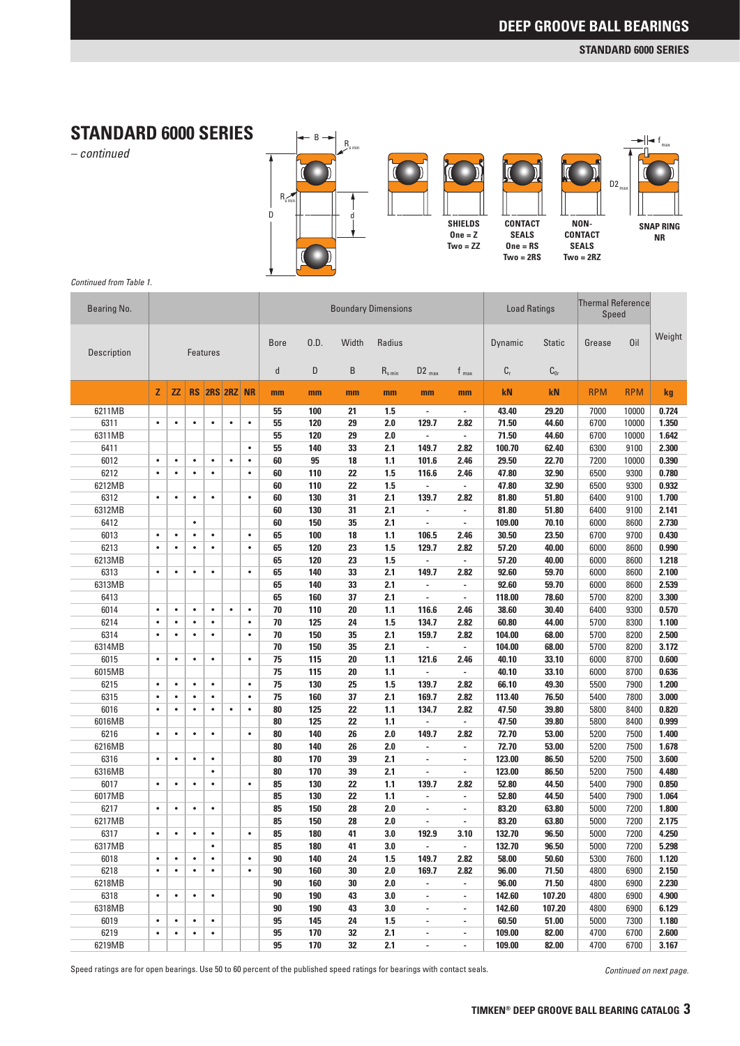# STANDARD 6000 SERIES

*– continued*

| | | |
|---|---|---|
| **SHIELDS** One = Z Two = ZZ | **CONTACT SEALS** One = RS Two = 2RS | **NON-CONTACT SEALS** Two = 2RZ |
| **SNAP RING** NR | | |

*Continued from Table 1.*

| Bearing No. | Features | | | | | | Boundary Dimensions | | | | | | Load Ratings | | Thermal Reference Speed | | Weight |
|---|---|---|---|---|---|---|---|---|---|---|---|---|---|---|---|---|---|
| Description | | | | | | | Bore | O.D. | Width | Radius | | | Dynamic | Static | Grease | Oil | |
| | | | | | | | d | D | B | $R_{s\,min}$ | $D2_{max}$ | $f_{max}$ | $C_r$ | $C_{0r}$ | | | |
| | Z | ZZ | RS | 2RS | 2RZ | NR | mm | mm | mm | mm | mm | mm | kN | kN | RPM | RPM | kg |
| 6211MB | | | | | | | 55 | 100 | 21 | 1.5 | - | - | 43.40 | 29.20 | 7000 | 10000 | 0.724 |
| 6311 | • | • | • | • | • | • | 55 | 120 | 29 | 2.0 | 129.7 | 2.82 | 71.50 | 44.60 | 6700 | 10000 | 1.350 |
| 6311MB | | | | | | | 55 | 120 | 29 | 2.0 | - | - | 71.50 | 44.60 | 6700 | 10000 | 1.642 |
| 6411 | | | | | | • | 55 | 140 | 33 | 2.1 | 149.7 | 2.82 | 100.70 | 62.40 | 6300 | 9100 | 2.300 |
| 6012 | • | • | • | • | • | • | 60 | 95 | 18 | 1.1 | 101.6 | 2.46 | 29.50 | 22.70 | 7200 | 10000 | 0.390 |
| 6212 | • | • | • | • | | • | 60 | 110 | 22 | 1.5 | 116.6 | 2.46 | 47.80 | 32.90 | 6500 | 9300 | 0.780 |
| 6212MB | | | | | | | 60 | 110 | 22 | 1.5 | - | - | 47.80 | 32.90 | 6500 | 9300 | 0.932 |
| 6312 | • | • | • | • | | • | 60 | 130 | 31 | 2.1 | 139.7 | 2.82 | 81.80 | 51.80 | 6400 | 9100 | 1.700 |
| 6312MB | | | | | | | 60 | 130 | 31 | 2.1 | - | - | 81.80 | 51.80 | 6400 | 9100 | 2.141 |
| 6412 | | | • | | | | 60 | 150 | 35 | 2.1 | - | - | 109.00 | 70.10 | 6000 | 8600 | 2.730 |
| 6013 | • | • | • | • | | • | 65 | 100 | 18 | 1.1 | 106.5 | 2.46 | 30.50 | 23.50 | 6700 | 9700 | 0.430 |
| 6213 | • | • | • | • | | • | 65 | 120 | 23 | 1.5 | 129.7 | 2.82 | 57.20 | 40.00 | 6000 | 8600 | 0.990 |
| 6213MB | | | | | | | 65 | 120 | 23 | 1.5 | - | - | 57.20 | 40.00 | 6000 | 8600 | 1.218 |
| 6313 | • | • | • | • | | • | 65 | 140 | 33 | 2.1 | 149.7 | 2.82 | 92.60 | 59.70 | 6000 | 8600 | 2.100 |
| 6313MB | | | | | | | 65 | 140 | 33 | 2.1 | - | - | 92.60 | 59.70 | 6000 | 8600 | 2.539 |
| 6413 | | | | | | | 65 | 160 | 37 | 2.1 | - | - | 118.00 | 78.60 | 5700 | 8200 | 3.300 |
| 6014 | • | • | • | • | • | • | 70 | 110 | 20 | 1.1 | 116.6 | 2.46 | 38.60 | 30.40 | 6400 | 9300 | 0.570 |
| 6214 | • | • | • | • | | • | 70 | 125 | 24 | 1.5 | 134.7 | 2.82 | 60.80 | 44.00 | 5700 | 8300 | 1.100 |
| 6314 | • | • | • | • | | • | 70 | 150 | 35 | 2.1 | 159.7 | 2.82 | 104.00 | 68.00 | 5700 | 8200 | 2.500 |
| 6314MB | | | | | | | 70 | 150 | 35 | 2.1 | - | - | 104.00 | 68.00 | 5700 | 8200 | 3.172 |
| 6015 | • | • | • | • | | • | 75 | 115 | 20 | 1.1 | 121.6 | 2.46 | 40.10 | 33.10 | 6000 | 8700 | 0.600 |
| 6015MB | | | | | | | 75 | 115 | 20 | 1.1 | - | - | 40.10 | 33.10 | 6000 | 8700 | 0.636 |
| 6215 | • | • | • | • | | • | 75 | 130 | 25 | 1.5 | 139.7 | 2.82 | 66.10 | 49.30 | 5500 | 7900 | 1.200 |
| 6315 | • | • | • | • | | • | 75 | 160 | 37 | 2.1 | 169.7 | 2.82 | 113.40 | 76.50 | 5400 | 7800 | 3.000 |
| 6016 | • | • | • | • | • | • | 80 | 125 | 22 | 1.1 | 134.7 | 2.82 | 47.50 | 39.80 | 5800 | 8400 | 0.820 |
| 6016MB | | | | | | | 80 | 125 | 22 | 1.1 | - | - | 47.50 | 39.80 | 5800 | 8400 | 0.999 |
| 6216 | • | • | • | • | | • | 80 | 140 | 26 | 2.0 | 149.7 | 2.82 | 72.70 | 53.00 | 5200 | 7500 | 1.400 |
| 6216MB | | | | | | | 80 | 140 | 26 | 2.0 | - | - | 72.70 | 53.00 | 5200 | 7500 | 1.678 |
| 6316 | • | • | • | • | | | 80 | 170 | 39 | 2.1 | - | - | 123.00 | 86.50 | 5200 | 7500 | 3.600 |
| 6316MB | | | | • | | | 80 | 170 | 39 | 2.1 | - | - | 123.00 | 86.50 | 5200 | 7500 | 4.480 |
| 6017 | • | • | • | • | | • | 85 | 130 | 22 | 1.1 | 139.7 | 2.82 | 52.80 | 44.50 | 5400 | 7900 | 0.850 |
| 6017MB | | | | | | | 85 | 130 | 22 | 1.1 | - | - | 52.80 | 44.50 | 5400 | 7900 | 1.064 |
| 6217 | • | • | • | • | | | 85 | 150 | 28 | 2.0 | - | - | 83.20 | 63.80 | 5000 | 7200 | 1.800 |
| 6217MB | | | | | | | 85 | 150 | 28 | 2.0 | - | - | 83.20 | 63.80 | 5000 | 7200 | 2.175 |
| 6317 | • | • | • | • | | • | 85 | 180 | 41 | 3.0 | 192.9 | 3.10 | 132.70 | 96.50 | 5000 | 7200 | 4.250 |
| 6317MB | | | | • | | | 85 | 180 | 41 | 3.0 | - | - | 132.70 | 96.50 | 5000 | 7200 | 5.298 |
| 6018 | • | • | • | • | | • | 90 | 140 | 24 | 1.5 | 149.7 | 2.82 | 58.00 | 50.60 | 5300 | 7600 | 1.120 |
| 6218 | • | • | • | • | | • | 90 | 160 | 30 | 2.0 | 169.7 | 2.82 | 96.00 | 71.50 | 4800 | 6900 | 2.150 |
| 6218MB | | | | | | | 90 | 160 | 30 | 2.0 | - | - | 96.00 | 71.50 | 4800 | 6900 | 2.230 |
| 6318 | • | • | • | • | | | 90 | 190 | 43 | 3.0 | - | - | 142.60 | 107.20 | 4800 | 6900 | 4.900 |
| 6318MB | | | | | | | 90 | 190 | 43 | 3.0 | - | - | 142.60 | 107.20 | 4800 | 6900 | 6.129 |
| 6019 | • | • | • | • | | | 95 | 145 | 24 | 1.5 | - | - | 60.50 | 51.00 | 5000 | 7300 | 1.180 |
| 6219 | • | • | • | • | | | 95 | 170 | 32 | 2.1 | - | - | 109.00 | 82.00 | 4700 | 6700 | 2.600 |
| 6219MB | | | | | | | 95 | 170 | 32 | 2.1 | - | - | 109.00 | 82.00 | 4700 | 6700 | 3.167 |

Speed ratings are for open bearings. Use 50 to 60 percent of the published speed ratings for bearings with contact seals.

*Continued on next page.*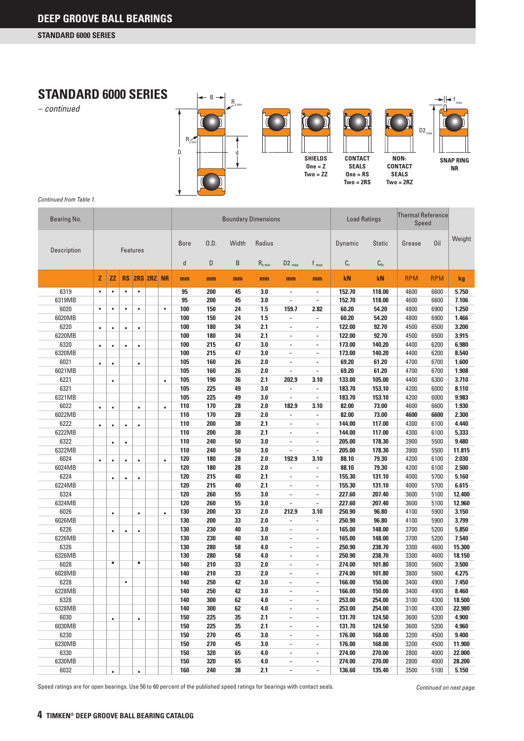# DEEP GROOVE BALL BEARINGS

## STANDARD 6000 SERIES

# STANDARD 6000 SERIES

*– continued*

SHIELDS
One = Z
Two = ZZ

CONTACT SEALS
One = RS
Two = 2RS

NON-CONTACT SEALS
Two = 2RZ

SNAP RING
NR

*Continued from Table 1.*

| Bearing No. | Features | | | | | | Boundary Dimensions | | | | | | Load Ratings | | Thermal Reference Speed | | Weight |
|---|---|---|---|---|---|---|---|---|---|---|---|---|---|---|---|---|---|
| Description | | | | | | | Bore | O.D. | Width | Radius | | | Dynamic | Static | Grease | Oil | |
| | | | | | | | d | D | B | $R_{s\,min}$ | $D2_{max}$ | $f_{max}$ | $C_r$ | $C_{0r}$ | | | |
| | Z | ZZ | RS | 2RS | 2RZ | NR | mm | mm | mm | mm | mm | mm | kN | kN | RPM | RPM | kg |
| 6319 | • | • | • | • | | | 95 | 200 | 45 | 3.0 | - | - | 152.70 | 118.00 | 4600 | 6600 | 5.750 |
| 6319MB | | | | | | | 95 | 200 | 45 | 3.0 | - | - | 152.70 | 118.00 | 4600 | 6600 | 7.106 |
| 6020 | • | • | • | • | | • | 100 | 150 | 24 | 1.5 | 159.7 | 2.82 | 60.20 | 54.20 | 4800 | 6900 | 1.250 |
| 6020MB | | | | | | | 100 | 150 | 24 | 1.5 | - | - | 60.20 | 54.20 | 4800 | 6900 | 1.466 |
| 6220 | • | • | • | • | | | 100 | 180 | 34 | 2.1 | - | - | 122.00 | 92.70 | 4500 | 6500 | 3.200 |
| 6220MB | | | | | | | 100 | 180 | 34 | 2.1 | - | - | 122.00 | 92.70 | 4500 | 6500 | 3.915 |
| 6320 | • | • | • | • | | | 100 | 215 | 47 | 3.0 | - | - | 173.00 | 140.20 | 4400 | 6200 | 6.980 |
| 6320MB | | | | | | | 100 | 215 | 47 | 3.0 | - | - | 173.00 | 140.20 | 4400 | 6200 | 8.540 |
| 6021 | • | • | | • | | | 105 | 160 | 26 | 2.0 | - | - | 69.20 | 61.20 | 4700 | 6700 | 1.600 |
| 6021MB | | | | | | | 105 | 160 | 26 | 2.0 | - | - | 69.20 | 61.20 | 4700 | 6700 | 1.908 |
| 6221 | | • | | | | • | 105 | 190 | 36 | 2.1 | 202.9 | 3.10 | 133.00 | 105.00 | 4400 | 6300 | 3.710 |
| 6321 | | | | | | | 105 | 225 | 49 | 3.0 | - | - | 183.70 | 153.10 | 4200 | 6000 | 8.110 |
| 6321MB | | | | | | | 105 | 225 | 49 | 3.0 | - | - | 183.70 | 153.10 | 4200 | 6000 | 9.983 |
| 6022 | • | • | | • | | • | 110 | 170 | 28 | 2.0 | 182.9 | 3.10 | 82.00 | 73.00 | 4600 | 6600 | 1.930 |
| 6022MB | | | | | | | 110 | 170 | 28 | 2.0 | - | - | 82.00 | 73.00 | 4600 | 6600 | 2.300 |
| 6222 | • | • | • | • | | | 110 | 200 | 38 | 2.1 | - | - | 144.00 | 117.00 | 4300 | 6100 | 4.440 |
| 6222MB | | | | | | | 110 | 200 | 38 | 2.1 | - | - | 144.00 | 117.00 | 4300 | 6100 | 5.333 |
| 6322 | | • | • | | | | 110 | 240 | 50 | 3.0 | - | - | 205.00 | 178.30 | 3900 | 5500 | 9.480 |
| 6322MB | | | | | | | 110 | 240 | 50 | 3.0 | - | - | 205.00 | 178.30 | 3900 | 5500 | 11.815 |
| 6024 | • | • | • | • | | • | 120 | 180 | 28 | 2.0 | 192.9 | 3.10 | 88.10 | 79.30 | 4200 | 6100 | 2.030 |
| 6024MB | | | | | | | 120 | 180 | 28 | 2.0 | - | - | 88.10 | 79.30 | 4200 | 6100 | 2.500 |
| 6224 | | • | • | • | | | 120 | 215 | 40 | 2.1 | - | - | 155.30 | 131.10 | 4000 | 5700 | 5.160 |
| 6224MB | | | | | | | 120 | 215 | 40 | 2.1 | - | - | 155.30 | 131.10 | 4000 | 5700 | 6.615 |
| 6324 | | | | | | | 120 | 260 | 55 | 3.0 | - | - | 227.60 | 207.40 | 3600 | 5100 | 12.400 |
| 6324MB | | | | | | | 120 | 260 | 55 | 3.0 | - | - | 227.60 | 207.40 | 3600 | 5100 | 12.960 |
| 6026 | | • | | • | | • | 130 | 200 | 33 | 2.0 | 212.9 | 3.10 | 250.90 | 96.80 | 4100 | 5900 | 3.150 |
| 6026MB | | | | | | | 130 | 200 | 33 | 2.0 | - | - | 250.90 | 96.80 | 4100 | 5900 | 3.799 |
| 6226 | | • | • | • | | | 130 | 230 | 40 | 3.0 | - | - | 165.00 | 148.00 | 3700 | 5200 | 5.850 |
| 6226MB | | | | | | | 130 | 230 | 40 | 3.0 | - | - | 165.00 | 148.00 | 3700 | 5200 | 7.540 |
| 6326 | | | | | | | 130 | 280 | 58 | 4.0 | - | - | 250.90 | 238.70 | 3300 | 4600 | 15.300 |
| 6326MB | | | | | | | 130 | 280 | 58 | 4.0 | - | - | 250.90 | 238.70 | 3300 | 4600 | 18.150 |
| 6028 | | • | | • | | | 140 | 210 | 33 | 2.0 | - | - | 274.00 | 101.80 | 3800 | 5600 | 3.500 |
| 6028MB | | | | | | | 140 | 210 | 33 | 2.0 | - | - | 274.00 | 101.80 | 3800 | 5600 | 4.275 |
| 6228 | | | • | | | | 140 | 250 | 42 | 3.0 | - | - | 166.00 | 150.00 | 3400 | 4900 | 7.450 |
| 6228MB | | | | | | | 140 | 250 | 42 | 3.0 | - | - | 166.00 | 150.00 | 3400 | 4900 | 8.460 |
| 6328 | | | | | | | 140 | 300 | 62 | 4.0 | - | - | 253.00 | 254.00 | 3100 | 4300 | 18.500 |
| 6328MB | | | | | | | 140 | 300 | 62 | 4.0 | - | - | 253.00 | 254.00 | 3100 | 4300 | 22.980 |
| 6030 | | • | | • | | | 150 | 225 | 35 | 2.1 | - | - | 131.70 | 124.50 | 3600 | 5200 | 4.900 |
| 6030MB | | | | | | | 150 | 225 | 35 | 2.1 | - | - | 131.70 | 124.50 | 3600 | 5200 | 4.960 |
| 6230 | | | | | | | 150 | 270 | 45 | 3.0 | - | - | 176.00 | 168.00 | 3200 | 4500 | 9.400 |
| 6230MB | | | | | | | 150 | 270 | 45 | 3.0 | - | - | 176.00 | 168.00 | 3200 | 4500 | 11.900 |
| 6330 | | | | | | | 150 | 320 | 65 | 4.0 | - | - | 274.00 | 270.00 | 2800 | 4000 | 22.000 |
| 6330MB | | | | | | | 150 | 320 | 65 | 4.0 | - | - | 274.00 | 270.00 | 2800 | 4000 | 28.200 |
| 6032 | | • | | • | | | 160 | 240 | 38 | 2.1 | - | - | 136.60 | 135.40 | 3500 | 5100 | 5.150 |

Speed ratings are for open bearings. Use 50 to 60 percent of the published speed ratings for bearings with contact seals.

*Continued on next page.*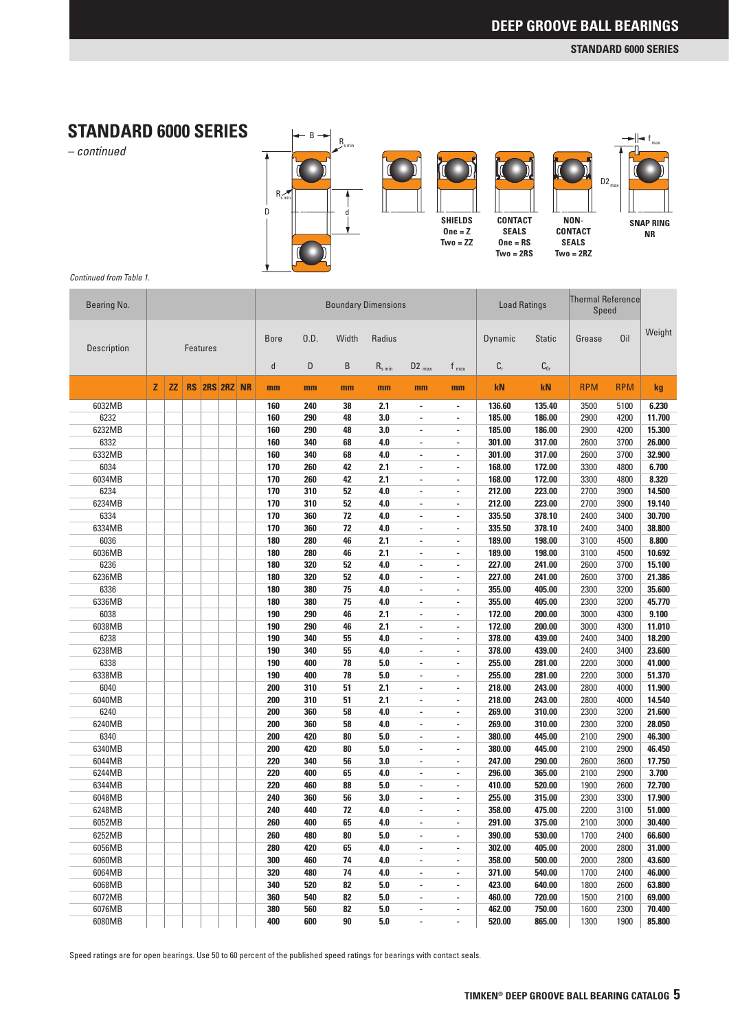## STANDARD 6000 SERIES

*– continued*

SHIELDS
One = Z
Two = ZZ

CONTACT SEALS
One = RS
Two = 2RS

NON-CONTACT SEALS
Two = 2RZ

SNAP RING
NR

*Continued from Table 1.*

| Bearing No. | | | | | | | Boundary Dimensions | | | | | | Load Ratings | | Thermal Reference Speed | | Weight |
|---|---|---|---|---|---|---|---|---|---|---|---|---|---|---|---|---|---|
| Description | Features | | | | | | Bore | O.D. | Width | Radius | | | Dynamic | Static | Grease | Oil | |
| | | | | | | | d | D | B | $R_{s\,min}$ | $D2_{max}$ | $f_{max}$ | $C_r$ | $C_{0r}$ | | | |
| | Z | ZZ | RS | 2RS | 2RZ | NR | mm | mm | mm | mm | mm | mm | kN | kN | RPM | RPM | kg |
| 6032MB | | | | | | | 160 | 240 | 38 | 2.1 | - | - | 136.60 | 135.40 | 3500 | 5100 | 6.230 |
| 6232 | | | | | | | 160 | 290 | 48 | 3.0 | - | - | 185.00 | 186.00 | 2900 | 4200 | 11.700 |
| 6232MB | | | | | | | 160 | 290 | 48 | 3.0 | - | - | 185.00 | 186.00 | 2900 | 4200 | 15.300 |
| 6332 | | | | | | | 160 | 340 | 68 | 4.0 | - | - | 301.00 | 317.00 | 2600 | 3700 | 26.000 |
| 6332MB | | | | | | | 160 | 340 | 68 | 4.0 | - | - | 301.00 | 317.00 | 2600 | 3700 | 32.900 |
| 6034 | | | | | | | 170 | 260 | 42 | 2.1 | - | - | 168.00 | 172.00 | 3300 | 4800 | 6.700 |
| 6034MB | | | | | | | 170 | 260 | 42 | 2.1 | - | - | 168.00 | 172.00 | 3300 | 4800 | 8.320 |
| 6234 | | | | | | | 170 | 310 | 52 | 4.0 | - | - | 212.00 | 223.00 | 2700 | 3900 | 14.500 |
| 6234MB | | | | | | | 170 | 310 | 52 | 4.0 | - | - | 212.00 | 223.00 | 2700 | 3900 | 19.140 |
| 6334 | | | | | | | 170 | 360 | 72 | 4.0 | - | - | 335.50 | 378.10 | 2400 | 3400 | 30.700 |
| 6334MB | | | | | | | 170 | 360 | 72 | 4.0 | - | - | 335.50 | 378.10 | 2400 | 3400 | 38.800 |
| 6036 | | | | | | | 180 | 280 | 46 | 2.1 | - | - | 189.00 | 198.00 | 3100 | 4500 | 8.800 |
| 6036MB | | | | | | | 180 | 280 | 46 | 2.1 | - | - | 189.00 | 198.00 | 3100 | 4500 | 10.692 |
| 6236 | | | | | | | 180 | 320 | 52 | 4.0 | - | - | 227.00 | 241.00 | 2600 | 3700 | 15.100 |
| 6236MB | | | | | | | 180 | 320 | 52 | 4.0 | - | - | 227.00 | 241.00 | 2600 | 3700 | 21.386 |
| 6336 | | | | | | | 180 | 380 | 75 | 4.0 | - | - | 355.00 | 405.00 | 2300 | 3200 | 35.600 |
| 6336MB | | | | | | | 180 | 380 | 75 | 4.0 | - | - | 355.00 | 405.00 | 2300 | 3200 | 45.770 |
| 6038 | | | | | | | 190 | 290 | 46 | 2.1 | - | - | 172.00 | 200.00 | 3000 | 4300 | 9.100 |
| 6038MB | | | | | | | 190 | 290 | 46 | 2.1 | - | - | 172.00 | 200.00 | 3000 | 4300 | 11.010 |
| 6238 | | | | | | | 190 | 340 | 55 | 4.0 | - | - | 378.00 | 439.00 | 2400 | 3400 | 18.200 |
| 6238MB | | | | | | | 190 | 340 | 55 | 4.0 | - | - | 378.00 | 439.00 | 2400 | 3400 | 23.600 |
| 6338 | | | | | | | 190 | 400 | 78 | 5.0 | - | - | 255.00 | 281.00 | 2200 | 3000 | 41.000 |
| 6338MB | | | | | | | 190 | 400 | 78 | 5.0 | - | - | 255.00 | 281.00 | 2200 | 3000 | 51.370 |
| 6040 | | | | | | | 200 | 310 | 51 | 2.1 | - | - | 218.00 | 243.00 | 2800 | 4000 | 11.900 |
| 6040MB | | | | | | | 200 | 310 | 51 | 2.1 | - | - | 218.00 | 243.00 | 2800 | 4000 | 14.540 |
| 6240 | | | | | | | 200 | 360 | 58 | 4.0 | - | - | 269.00 | 310.00 | 2300 | 3200 | 21.600 |
| 6240MB | | | | | | | 200 | 360 | 58 | 4.0 | - | - | 269.00 | 310.00 | 2300 | 3200 | 28.050 |
| 6340 | | | | | | | 200 | 420 | 80 | 5.0 | - | - | 380.00 | 445.00 | 2100 | 2900 | 46.300 |
| 6340MB | | | | | | | 200 | 420 | 80 | 5.0 | - | - | 380.00 | 445.00 | 2100 | 2900 | 46.450 |
| 6044MB | | | | | | | 220 | 340 | 56 | 3.0 | - | - | 247.00 | 290.00 | 2600 | 3600 | 17.750 |
| 6244MB | | | | | | | 220 | 400 | 65 | 4.0 | - | - | 296.00 | 365.00 | 2100 | 2900 | 3.700 |
| 6344MB | | | | | | | 220 | 460 | 88 | 5.0 | - | - | 410.00 | 520.00 | 1900 | 2600 | 72.700 |
| 6048MB | | | | | | | 240 | 360 | 56 | 3.0 | - | - | 255.00 | 315.00 | 2300 | 3300 | 17.900 |
| 6248MB | | | | | | | 240 | 440 | 72 | 4.0 | - | - | 358.00 | 475.00 | 2200 | 3100 | 51.000 |
| 6052MB | | | | | | | 260 | 400 | 65 | 4.0 | - | - | 291.00 | 375.00 | 2100 | 3000 | 30.400 |
| 6252MB | | | | | | | 260 | 480 | 80 | 5.0 | - | - | 390.00 | 530.00 | 1700 | 2400 | 66.600 |
| 6056MB | | | | | | | 280 | 420 | 65 | 4.0 | - | - | 302.00 | 405.00 | 2000 | 2800 | 31.000 |
| 6060MB | | | | | | | 300 | 460 | 74 | 4.0 | - | - | 358.00 | 500.00 | 2000 | 2800 | 43.600 |
| 6064MB | | | | | | | 320 | 480 | 74 | 4.0 | - | - | 371.00 | 540.00 | 1700 | 2400 | 46.000 |
| 6068MB | | | | | | | 340 | 520 | 82 | 5.0 | - | - | 423.00 | 640.00 | 1800 | 2600 | 63.800 |
| 6072MB | | | | | | | 360 | 540 | 82 | 5.0 | - | - | 460.00 | 720.00 | 1500 | 2100 | 69.000 |
| 6076MB | | | | | | | 380 | 560 | 82 | 5.0 | - | - | 462.00 | 750.00 | 1600 | 2300 | 70.400 |
| 6080MB | | | | | | | 400 | 600 | 90 | 5.0 | - | - | 520.00 | 865.00 | 1300 | 1900 | 85.800 |

Speed ratings are for open bearings. Use 50 to 60 percent of the published speed ratings for bearings with contact seals.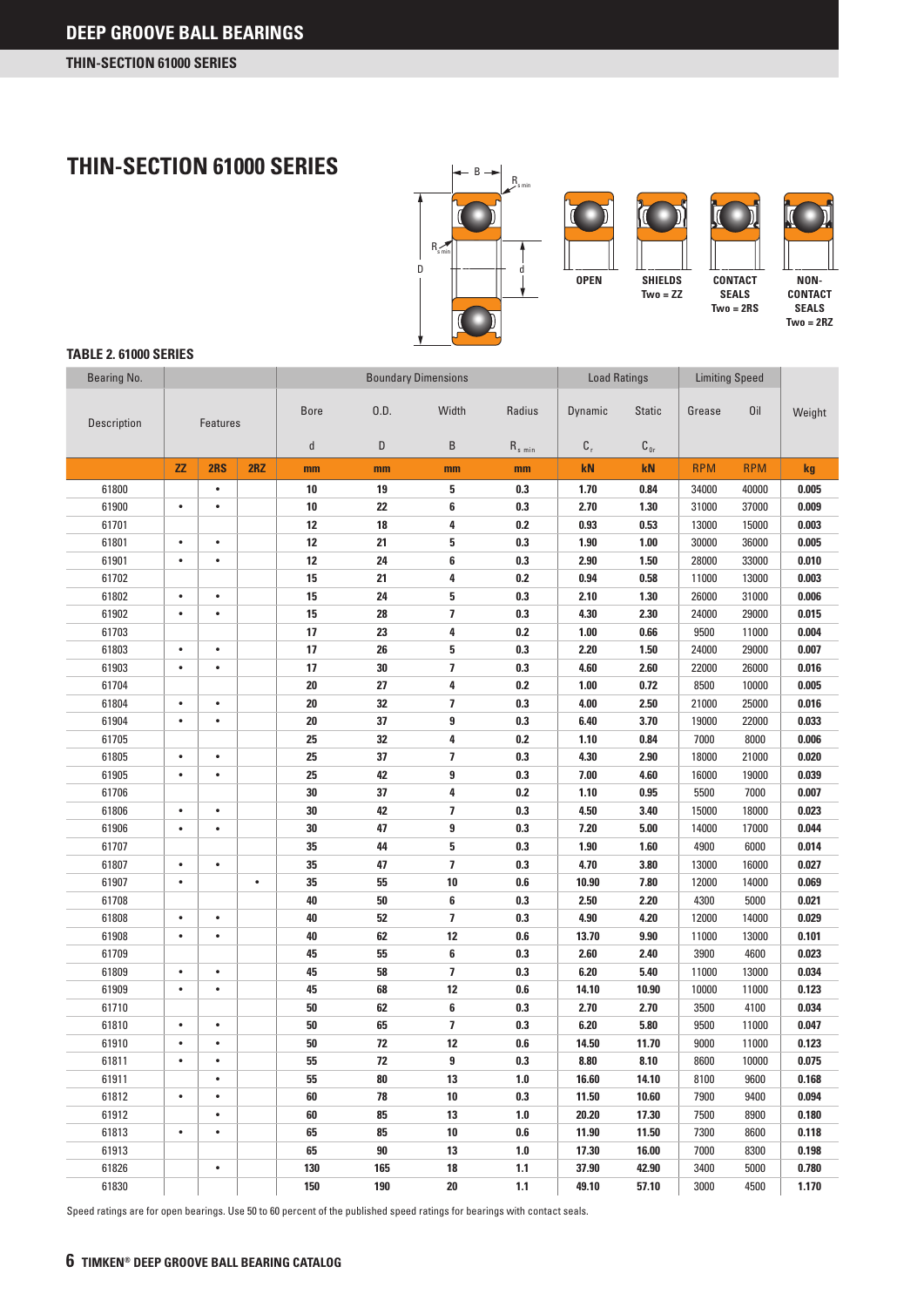# DEEP GROOVE BALL BEARINGS

## THIN-SECTION 61000 SERIES

# THIN-SECTION 61000 SERIES

OPEN

SHIELDS Two = ZZ

CONTACT SEALS Two = 2RS

NON-CONTACT SEALS Two = 2RZ

### TABLE 2. 61000 SERIES

| Bearing No. | | | | Boundary Dimensions | | | | Load Ratings | | Limiting Speed | | |
|---|---|---|---|---|---|---|---|---|---|---|---|---|
| Description | Features | | | Bore | O.D. | Width | Radius | Dynamic | Static | Grease | Oil | Weight |
| | | | | d | D | B | $R_{s\ min}$ | $C_r$ | $C_{0r}$ | | | |
| | ZZ | 2RS | 2RZ | mm | mm | mm | mm | kN | kN | RPM | RPM | kg |
| 61800 | | • | | 10 | 19 | 5 | 0.3 | 1.70 | 0.84 | 34000 | 40000 | 0.005 |
| 61900 | • | • | | 10 | 22 | 6 | 0.3 | 2.70 | 1.30 | 31000 | 37000 | 0.009 |
| 61701 | | | | 12 | 18 | 4 | 0.2 | 0.93 | 0.53 | 13000 | 15000 | 0.003 |
| 61801 | • | • | | 12 | 21 | 5 | 0.3 | 1.90 | 1.00 | 30000 | 36000 | 0.005 |
| 61901 | • | • | | 12 | 24 | 6 | 0.3 | 2.90 | 1.50 | 28000 | 33000 | 0.010 |
| 61702 | | | | 15 | 21 | 4 | 0.2 | 0.94 | 0.58 | 11000 | 13000 | 0.003 |
| 61802 | • | • | | 15 | 24 | 5 | 0.3 | 2.10 | 1.30 | 26000 | 31000 | 0.006 |
| 61902 | • | • | | 15 | 28 | 7 | 0.3 | 4.30 | 2.30 | 24000 | 29000 | 0.015 |
| 61703 | | | | 17 | 23 | 4 | 0.2 | 1.00 | 0.66 | 9500 | 11000 | 0.004 |
| 61803 | • | • | | 17 | 26 | 5 | 0.3 | 2.20 | 1.50 | 24000 | 29000 | 0.007 |
| 61903 | • | • | | 17 | 30 | 7 | 0.3 | 4.60 | 2.60 | 22000 | 26000 | 0.016 |
| 61704 | | | | 20 | 27 | 4 | 0.2 | 1.00 | 0.72 | 8500 | 10000 | 0.005 |
| 61804 | • | • | | 20 | 32 | 7 | 0.3 | 4.00 | 2.50 | 21000 | 25000 | 0.016 |
| 61904 | • | • | | 20 | 37 | 9 | 0.3 | 6.40 | 3.70 | 19000 | 22000 | 0.033 |
| 61705 | | | | 25 | 32 | 4 | 0.2 | 1.10 | 0.84 | 7000 | 8000 | 0.006 |
| 61805 | • | • | | 25 | 37 | 7 | 0.3 | 4.30 | 2.90 | 18000 | 21000 | 0.020 |
| 61905 | • | • | | 25 | 42 | 9 | 0.3 | 7.00 | 4.60 | 16000 | 19000 | 0.039 |
| 61706 | | | | 30 | 37 | 4 | 0.2 | 1.10 | 0.95 | 5500 | 7000 | 0.007 |
| 61806 | • | • | | 30 | 42 | 7 | 0.3 | 4.50 | 3.40 | 15000 | 18000 | 0.023 |
| 61906 | • | • | | 30 | 47 | 9 | 0.3 | 7.20 | 5.00 | 14000 | 17000 | 0.044 |
| 61707 | | | | 35 | 44 | 5 | 0.3 | 1.90 | 1.60 | 4900 | 6000 | 0.014 |
| 61807 | • | • | | 35 | 47 | 7 | 0.3 | 4.70 | 3.80 | 13000 | 16000 | 0.027 |
| 61907 | • | | • | 35 | 55 | 10 | 0.6 | 10.90 | 7.80 | 12000 | 14000 | 0.069 |
| 61708 | | | | 40 | 50 | 6 | 0.3 | 2.50 | 2.20 | 4300 | 5000 | 0.021 |
| 61808 | • | • | | 40 | 52 | 7 | 0.3 | 4.90 | 4.20 | 12000 | 14000 | 0.029 |
| 61908 | • | • | | 40 | 62 | 12 | 0.6 | 13.70 | 9.90 | 11000 | 13000 | 0.101 |
| 61709 | | | | 45 | 55 | 6 | 0.3 | 2.60 | 2.40 | 3900 | 4600 | 0.023 |
| 61809 | • | • | | 45 | 58 | 7 | 0.3 | 6.20 | 5.40 | 11000 | 13000 | 0.034 |
| 61909 | • | • | | 45 | 68 | 12 | 0.6 | 14.10 | 10.90 | 10000 | 11000 | 0.123 |
| 61710 | | | | 50 | 62 | 6 | 0.3 | 2.70 | 2.70 | 3500 | 4100 | 0.034 |
| 61810 | • | • | | 50 | 65 | 7 | 0.3 | 6.20 | 5.80 | 9500 | 11000 | 0.047 |
| 61910 | • | • | | 50 | 72 | 12 | 0.6 | 14.50 | 11.70 | 9000 | 11000 | 0.123 |
| 61811 | • | • | | 55 | 72 | 9 | 0.3 | 8.80 | 8.10 | 8600 | 10000 | 0.075 |
| 61911 | | • | | 55 | 80 | 13 | 1.0 | 16.60 | 14.10 | 8100 | 9600 | 0.168 |
| 61812 | • | • | | 60 | 78 | 10 | 0.3 | 11.50 | 10.60 | 7900 | 9400 | 0.094 |
| 61912 | | • | | 60 | 85 | 13 | 1.0 | 20.20 | 17.30 | 7500 | 8900 | 0.180 |
| 61813 | • | • | | 65 | 85 | 10 | 0.6 | 11.90 | 11.50 | 7300 | 8600 | 0.118 |
| 61913 | | | | 65 | 90 | 13 | 1.0 | 17.30 | 16.00 | 7000 | 8300 | 0.198 |
| 61826 | | • | | 130 | 165 | 18 | 1.1 | 37.90 | 42.90 | 3400 | 5000 | 0.780 |
| 61830 | | | | 150 | 190 | 20 | 1.1 | 49.10 | 57.10 | 3000 | 4500 | 1.170 |

Speed ratings are for open bearings. Use 50 to 60 percent of the published speed ratings for bearings with contact seals.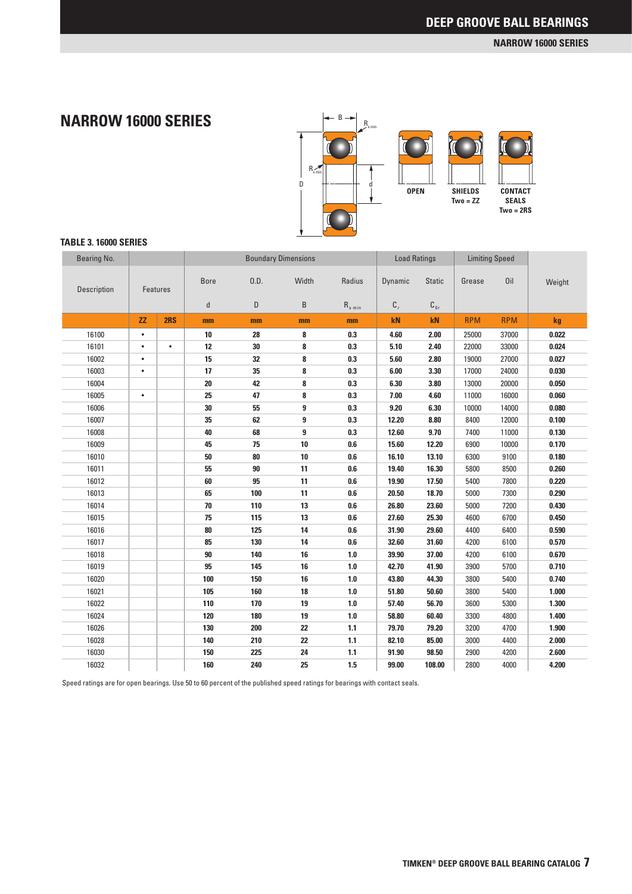# NARROW 16000 SERIES

OPEN

SHIELDS
Two = ZZ

CONTACT SEALS
Two = 2RS

**TABLE 3. 16000 SERIES**

| Bearing No. | | | Boundary Dimensions | | | | Load Ratings | | Limiting Speed | | |
|---|---|---|---|---|---|---|---|---|---|---|---|
| Description | Features | | Bore | O.D. | Width | Radius | Dynamic | Static | Grease | Oil | Weight |
| | | | d | D | B | $R_{s\ min}$ | $C_r$ | $C_{0r}$ | | | |
| | ZZ | 2RS | mm | mm | mm | mm | kN | kN | RPM | RPM | kg |
| 16100 | • | | 10 | 28 | 8 | 0.3 | 4.60 | 2.00 | 25000 | 37000 | 0.022 |
| 16101 | • | • | 12 | 30 | 8 | 0.3 | 5.10 | 2.40 | 22000 | 33000 | 0.024 |
| 16002 | • | | 15 | 32 | 8 | 0.3 | 5.60 | 2.80 | 19000 | 27000 | 0.027 |
| 16003 | • | | 17 | 35 | 8 | 0.3 | 6.00 | 3.30 | 17000 | 24000 | 0.030 |
| 16004 | | | 20 | 42 | 8 | 0.3 | 6.30 | 3.80 | 13000 | 20000 | 0.050 |
| 16005 | • | | 25 | 47 | 8 | 0.3 | 7.00 | 4.60 | 11000 | 16000 | 0.060 |
| 16006 | | | 30 | 55 | 9 | 0.3 | 9.20 | 6.30 | 10000 | 14000 | 0.080 |
| 16007 | | | 35 | 62 | 9 | 0.3 | 12.20 | 8.80 | 8400 | 12000 | 0.100 |
| 16008 | | | 40 | 68 | 9 | 0.3 | 12.60 | 9.70 | 7400 | 11000 | 0.130 |
| 16009 | | | 45 | 75 | 10 | 0.6 | 15.60 | 12.20 | 6900 | 10000 | 0.170 |
| 16010 | | | 50 | 80 | 10 | 0.6 | 16.10 | 13.10 | 6300 | 9100 | 0.180 |
| 16011 | | | 55 | 90 | 11 | 0.6 | 19.40 | 16.30 | 5800 | 8500 | 0.260 |
| 16012 | | | 60 | 95 | 11 | 0.6 | 19.90 | 17.50 | 5400 | 7800 | 0.220 |
| 16013 | | | 65 | 100 | 11 | 0.6 | 20.50 | 18.70 | 5000 | 7300 | 0.290 |
| 16014 | | | 70 | 110 | 13 | 0.6 | 26.80 | 23.60 | 5000 | 7200 | 0.430 |
| 16015 | | | 75 | 115 | 13 | 0.6 | 27.60 | 25.30 | 4600 | 6700 | 0.450 |
| 16016 | | | 80 | 125 | 14 | 0.6 | 31.90 | 29.60 | 4400 | 6400 | 0.590 |
| 16017 | | | 85 | 130 | 14 | 0.6 | 32.60 | 31.60 | 4200 | 6100 | 0.570 |
| 16018 | | | 90 | 140 | 16 | 1.0 | 39.90 | 37.00 | 4200 | 6100 | 0.670 |
| 16019 | | | 95 | 145 | 16 | 1.0 | 42.70 | 41.90 | 3900 | 5700 | 0.710 |
| 16020 | | | 100 | 150 | 16 | 1.0 | 43.80 | 44.30 | 3800 | 5400 | 0.740 |
| 16021 | | | 105 | 160 | 18 | 1.0 | 51.80 | 50.60 | 3800 | 5400 | 1.000 |
| 16022 | | | 110 | 170 | 19 | 1.0 | 57.40 | 56.70 | 3600 | 5300 | 1.300 |
| 16024 | | | 120 | 180 | 19 | 1.0 | 58.80 | 60.40 | 3300 | 4800 | 1.400 |
| 16026 | | | 130 | 200 | 22 | 1.1 | 79.70 | 79.20 | 3200 | 4700 | 1.900 |
| 16028 | | | 140 | 210 | 22 | 1.1 | 82.10 | 85.00 | 3000 | 4400 | 2.000 |
| 16030 | | | 150 | 225 | 24 | 1.1 | 91.90 | 98.50 | 2900 | 4200 | 2.600 |
| 16032 | | | 160 | 240 | 25 | 1.5 | 99.00 | 108.00 | 2800 | 4000 | 4.200 |

Speed ratings are for open bearings. Use 50 to 60 percent of the published speed ratings for bearings with contact seals.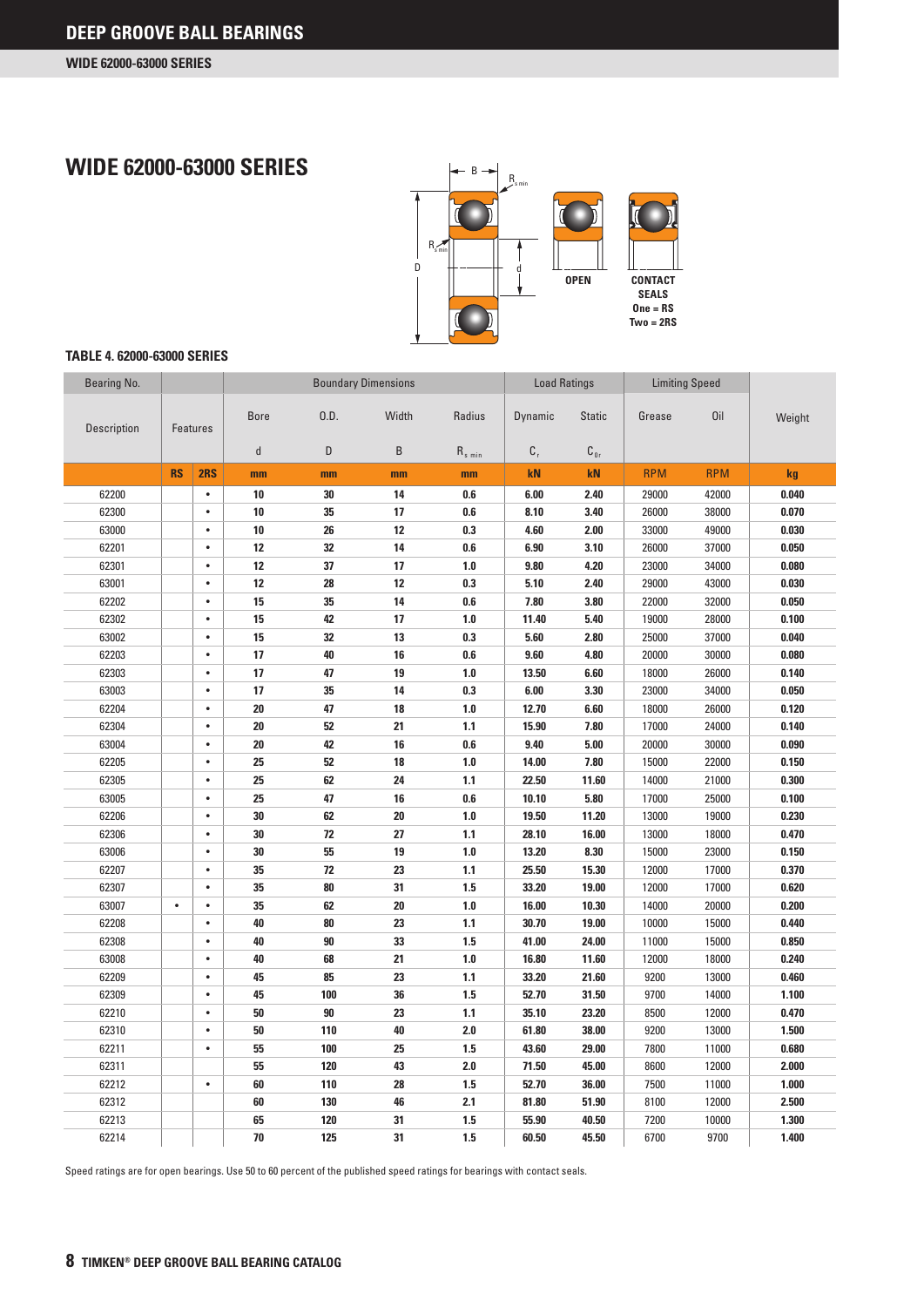## WIDE 62000-63000 SERIES

OPEN

CONTACT SEALS
One = RS
Two = 2RS

### TABLE 4. 62000-63000 SERIES

| Bearing No. | | | Boundary Dimensions | | | | Load Ratings | | Limiting Speed | | |
|---|---|---|---|---|---|---|---|---|---|---|---|
| Description | Features | | Bore | O.D. | Width | Radius | Dynamic | Static | Grease | Oil | Weight |
| | | | d | D | B | $R_{s\ min}$ | $C_r$ | $C_{0r}$ | | | |
| | RS | 2RS | mm | mm | mm | mm | kN | kN | RPM | RPM | kg |
| 62200 | | • | 10 | 30 | 14 | 0.6 | 6.00 | 2.40 | 29000 | 42000 | 0.040 |
| 62300 | | • | 10 | 35 | 17 | 0.6 | 8.10 | 3.40 | 26000 | 38000 | 0.070 |
| 63000 | | • | 10 | 26 | 12 | 0.3 | 4.60 | 2.00 | 33000 | 49000 | 0.030 |
| 62201 | | • | 12 | 32 | 14 | 0.6 | 6.90 | 3.10 | 26000 | 37000 | 0.050 |
| 62301 | | • | 12 | 37 | 17 | 1.0 | 9.80 | 4.20 | 23000 | 34000 | 0.080 |
| 63001 | | • | 12 | 28 | 12 | 0.3 | 5.10 | 2.40 | 29000 | 43000 | 0.030 |
| 62202 | | • | 15 | 35 | 14 | 0.6 | 7.80 | 3.80 | 22000 | 32000 | 0.050 |
| 62302 | | • | 15 | 42 | 17 | 1.0 | 11.40 | 5.40 | 19000 | 28000 | 0.100 |
| 63002 | | • | 15 | 32 | 13 | 0.3 | 5.60 | 2.80 | 25000 | 37000 | 0.040 |
| 62203 | | • | 17 | 40 | 16 | 0.6 | 9.60 | 4.80 | 20000 | 30000 | 0.080 |
| 62303 | | • | 17 | 47 | 19 | 1.0 | 13.50 | 6.60 | 18000 | 26000 | 0.140 |
| 63003 | | • | 17 | 35 | 14 | 0.3 | 6.00 | 3.30 | 23000 | 34000 | 0.050 |
| 62204 | | • | 20 | 47 | 18 | 1.0 | 12.70 | 6.60 | 18000 | 26000 | 0.120 |
| 62304 | | • | 20 | 52 | 21 | 1.1 | 15.90 | 7.80 | 17000 | 24000 | 0.140 |
| 63004 | | • | 20 | 42 | 16 | 0.6 | 9.40 | 5.00 | 20000 | 30000 | 0.090 |
| 62205 | | • | 25 | 52 | 18 | 1.0 | 14.00 | 7.80 | 15000 | 22000 | 0.150 |
| 62305 | | • | 25 | 62 | 24 | 1.1 | 22.50 | 11.60 | 14000 | 21000 | 0.300 |
| 63005 | | • | 25 | 47 | 16 | 0.6 | 10.10 | 5.80 | 17000 | 25000 | 0.100 |
| 62206 | | • | 30 | 62 | 20 | 1.0 | 19.50 | 11.20 | 13000 | 19000 | 0.230 |
| 62306 | | • | 30 | 72 | 27 | 1.1 | 28.10 | 16.00 | 13000 | 18000 | 0.470 |
| 63006 | | • | 30 | 55 | 19 | 1.0 | 13.20 | 8.30 | 15000 | 23000 | 0.150 |
| 62207 | | • | 35 | 72 | 23 | 1.1 | 25.50 | 15.30 | 12000 | 17000 | 0.370 |
| 62307 | | • | 35 | 80 | 31 | 1.5 | 33.20 | 19.00 | 12000 | 17000 | 0.620 |
| 63007 | • | • | 35 | 62 | 20 | 1.0 | 16.00 | 10.30 | 14000 | 20000 | 0.200 |
| 62208 | | • | 40 | 80 | 23 | 1.1 | 30.70 | 19.00 | 10000 | 15000 | 0.440 |
| 62308 | | • | 40 | 90 | 33 | 1.5 | 41.00 | 24.00 | 11000 | 15000 | 0.850 |
| 63008 | | • | 40 | 68 | 21 | 1.0 | 16.80 | 11.60 | 12000 | 18000 | 0.240 |
| 62209 | | • | 45 | 85 | 23 | 1.1 | 33.20 | 21.60 | 9200 | 13000 | 0.460 |
| 62309 | | • | 45 | 100 | 36 | 1.5 | 52.70 | 31.50 | 9700 | 14000 | 1.100 |
| 62210 | | • | 50 | 90 | 23 | 1.1 | 35.10 | 23.20 | 8500 | 12000 | 0.470 |
| 62310 | | • | 50 | 110 | 40 | 2.0 | 61.80 | 38.00 | 9200 | 13000 | 1.500 |
| 62211 | | • | 55 | 100 | 25 | 1.5 | 43.60 | 29.00 | 7800 | 11000 | 0.680 |
| 62311 | | | 55 | 120 | 43 | 2.0 | 71.50 | 45.00 | 8600 | 12000 | 2.000 |
| 62212 | | • | 60 | 110 | 28 | 1.5 | 52.70 | 36.00 | 7500 | 11000 | 1.000 |
| 62312 | | | 60 | 130 | 46 | 2.1 | 81.80 | 51.90 | 8100 | 12000 | 2.500 |
| 62213 | | | 65 | 120 | 31 | 1.5 | 55.90 | 40.50 | 7200 | 10000 | 1.300 |
| 62214 | | | 70 | 125 | 31 | 1.5 | 60.50 | 45.50 | 6700 | 9700 | 1.400 |

Speed ratings are for open bearings. Use 50 to 60 percent of the published speed ratings for bearings with contact seals.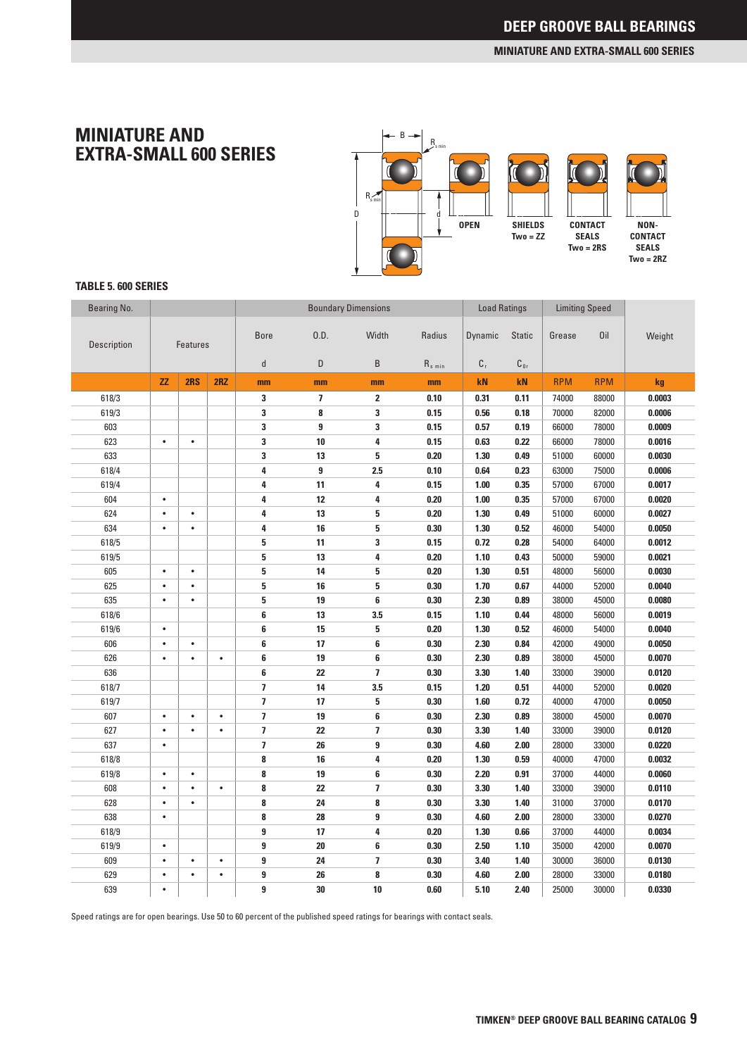# MINIATURE AND EXTRA-SMALL 600 SERIES

**TABLE 5. 600 SERIES**

| Bearing No. | | | | Boundary Dimensions | | | | Load Ratings | | Limiting Speed | | |
|---|---|---|---|---|---|---|---|---|---|---|---|---|
| Description | Features | | | Bore | O.D. | Width | Radius | Dynamic | Static | Grease | Oil | Weight |
| | | | | d | D | B | $R_{s\ min}$ | $C_r$ | $C_{0r}$ | | | |
| | ZZ | 2RS | 2RZ | mm | mm | mm | mm | kN | kN | RPM | RPM | kg |
| 618/3 | | | | 3 | 7 | 2 | 0.10 | 0.31 | 0.11 | 74000 | 88000 | 0.0003 |
| 619/3 | | | | 3 | 8 | 3 | 0.15 | 0.56 | 0.18 | 70000 | 82000 | 0.0006 |
| 603 | | | | 3 | 9 | 3 | 0.15 | 0.57 | 0.19 | 66000 | 78000 | 0.0009 |
| 623 | • | • | | 3 | 10 | 4 | 0.15 | 0.63 | 0.22 | 66000 | 78000 | 0.0016 |
| 633 | | | | 3 | 13 | 5 | 0.20 | 1.30 | 0.49 | 51000 | 60000 | 0.0030 |
| 618/4 | | | | 4 | 9 | 2.5 | 0.10 | 0.64 | 0.23 | 63000 | 75000 | 0.0006 |
| 619/4 | | | | 4 | 11 | 4 | 0.15 | 1.00 | 0.35 | 57000 | 67000 | 0.0017 |
| 604 | • | | | 4 | 12 | 4 | 0.20 | 1.00 | 0.35 | 57000 | 67000 | 0.0020 |
| 624 | • | • | | 4 | 13 | 5 | 0.20 | 1.30 | 0.49 | 51000 | 60000 | 0.0027 |
| 634 | • | • | | 4 | 16 | 5 | 0.30 | 1.30 | 0.52 | 46000 | 54000 | 0.0050 |
| 618/5 | | | | 5 | 11 | 3 | 0.15 | 0.72 | 0.28 | 54000 | 64000 | 0.0012 |
| 619/5 | | | | 5 | 13 | 4 | 0.20 | 1.10 | 0.43 | 50000 | 59000 | 0.0021 |
| 605 | • | • | | 5 | 14 | 5 | 0.20 | 1.30 | 0.51 | 48000 | 56000 | 0.0030 |
| 625 | • | • | | 5 | 16 | 5 | 0.30 | 1.70 | 0.67 | 44000 | 52000 | 0.0040 |
| 635 | • | • | | 5 | 19 | 6 | 0.30 | 2.30 | 0.89 | 38000 | 45000 | 0.0080 |
| 618/6 | | | | 6 | 13 | 3.5 | 0.15 | 1.10 | 0.44 | 48000 | 56000 | 0.0019 |
| 619/6 | • | | | 6 | 15 | 5 | 0.20 | 1.30 | 0.52 | 46000 | 54000 | 0.0040 |
| 606 | • | • | | 6 | 17 | 6 | 0.30 | 2.30 | 0.84 | 42000 | 49000 | 0.0050 |
| 626 | • | • | • | 6 | 19 | 6 | 0.30 | 2.30 | 0.89 | 38000 | 45000 | 0.0070 |
| 636 | | | | 6 | 22 | 7 | 0.30 | 3.30 | 1.40 | 33000 | 39000 | 0.0120 |
| 618/7 | | | | 7 | 14 | 3.5 | 0.15 | 1.20 | 0.51 | 44000 | 52000 | 0.0020 |
| 619/7 | | | | 7 | 17 | 5 | 0.30 | 1.60 | 0.72 | 40000 | 47000 | 0.0050 |
| 607 | • | • | • | 7 | 19 | 6 | 0.30 | 2.30 | 0.89 | 38000 | 45000 | 0.0070 |
| 627 | • | • | • | 7 | 22 | 7 | 0.30 | 3.30 | 1.40 | 33000 | 39000 | 0.0120 |
| 637 | • | | | 7 | 26 | 9 | 0.30 | 4.60 | 2.00 | 28000 | 33000 | 0.0220 |
| 618/8 | | | | 8 | 16 | 4 | 0.20 | 1.30 | 0.59 | 40000 | 47000 | 0.0032 |
| 619/8 | • | • | | 8 | 19 | 6 | 0.30 | 2.20 | 0.91 | 37000 | 44000 | 0.0060 |
| 608 | • | • | • | 8 | 22 | 7 | 0.30 | 3.30 | 1.40 | 33000 | 39000 | 0.0110 |
| 628 | • | • | | 8 | 24 | 8 | 0.30 | 3.30 | 1.40 | 31000 | 37000 | 0.0170 |
| 638 | • | | | 8 | 28 | 9 | 0.30 | 4.60 | 2.00 | 28000 | 33000 | 0.0270 |
| 618/9 | | | | 9 | 17 | 4 | 0.20 | 1.30 | 0.66 | 37000 | 44000 | 0.0034 |
| 619/9 | • | | | 9 | 20 | 6 | 0.30 | 2.50 | 1.10 | 35000 | 42000 | 0.0070 |
| 609 | • | • | • | 9 | 24 | 7 | 0.30 | 3.40 | 1.40 | 30000 | 36000 | 0.0130 |
| 629 | • | • | • | 9 | 26 | 8 | 0.30 | 4.60 | 2.00 | 28000 | 33000 | 0.0180 |
| 639 | • | | | 9 | 30 | 10 | 0.60 | 5.10 | 2.40 | 25000 | 30000 | 0.0330 |

Speed ratings are for open bearings. Use 50 to 60 percent of the published speed ratings for bearings with contact seals.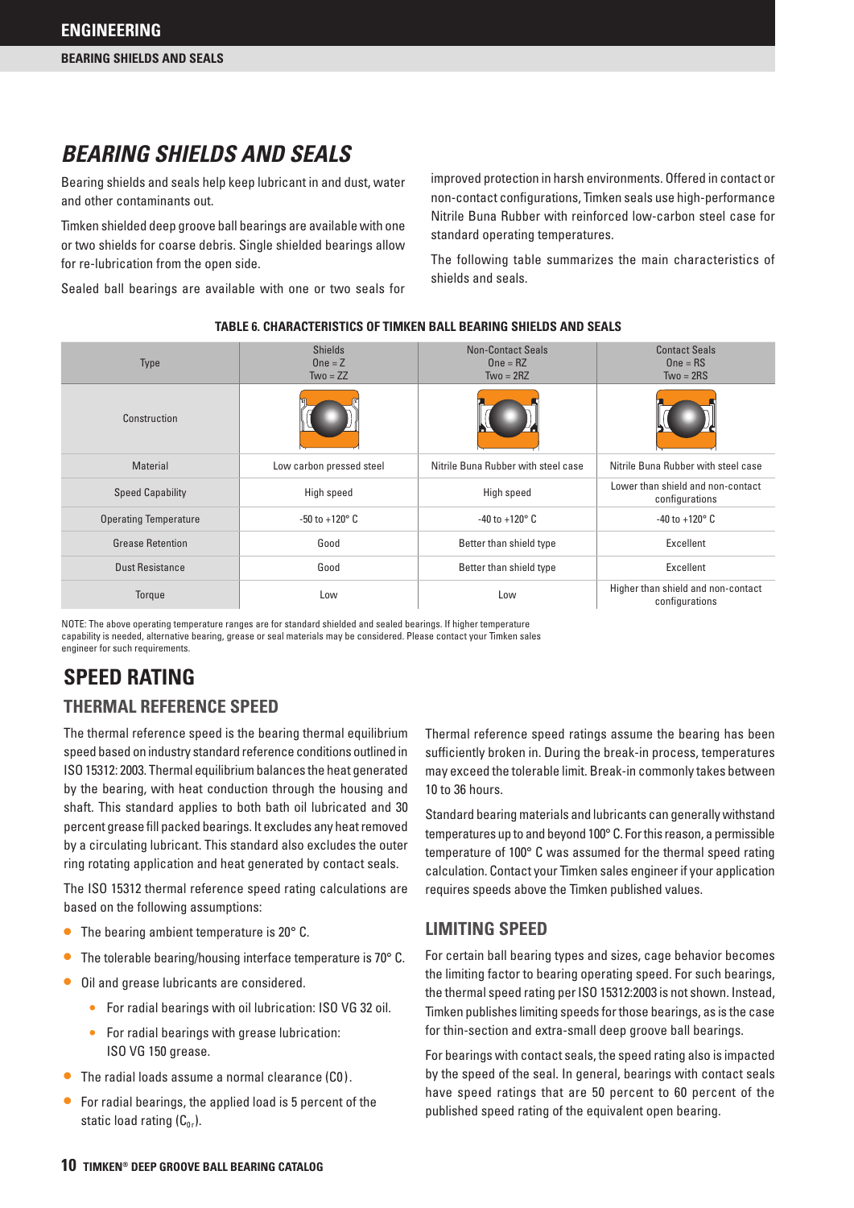# BEARING SHIELDS AND SEALS

Bearing shields and seals help keep lubricant in and dust, water and other contaminants out.

Timken shielded deep groove ball bearings are available with one or two shields for coarse debris. Single shielded bearings allow for re-lubrication from the open side.

Sealed ball bearings are available with one or two seals for improved protection in harsh environments. Offered in contact or non-contact configurations, Timken seals use high-performance Nitrile Buna Rubber with reinforced low-carbon steel case for standard operating temperatures.

The following table summarizes the main characteristics of shields and seals.

**TABLE 6. CHARACTERISTICS OF TIMKEN BALL BEARING SHIELDS AND SEALS**

| Type | Shields<br>One = Z<br>Two = ZZ | Non-Contact Seals<br>One = RZ<br>Two = 2RZ | Contact Seals<br>One = RS<br>Two = 2RS |
|---|---|---|---|
| Construction | | | |
| Material | Low carbon pressed steel | Nitrile Buna Rubber with steel case | Nitrile Buna Rubber with steel case |
| Speed Capability | High speed | High speed | Lower than shield and non-contact configurations |
| Operating Temperature | -50 to +120° C | -40 to +120° C | -40 to +120° C |
| Grease Retention | Good | Better than shield type | Excellent |
| Dust Resistance | Good | Better than shield type | Excellent |
| Torque | Low | Low | Higher than shield and non-contact configurations |

NOTE: The above operating temperature ranges are for standard shielded and sealed bearings. If higher temperature capability is needed, alternative bearing, grease or seal materials may be considered. Please contact your Timken sales engineer for such requirements.

## SPEED RATING

### THERMAL REFERENCE SPEED

The thermal reference speed is the bearing thermal equilibrium speed based on industry standard reference conditions outlined in ISO 15312: 2003. Thermal equilibrium balances the heat generated by the bearing, with heat conduction through the housing and shaft. This standard applies to both bath oil lubricated and 30 percent grease fill packed bearings. It excludes any heat removed by a circulating lubricant. This standard also excludes the outer ring rotating application and heat generated by contact seals.

The ISO 15312 thermal reference speed rating calculations are based on the following assumptions:

- The bearing ambient temperature is 20° C.
- The tolerable bearing/housing interface temperature is 70° C.
- Oil and grease lubricants are considered.
  - For radial bearings with oil lubrication: ISO VG 32 oil.
  - For radial bearings with grease lubrication: ISO VG 150 grease.
- The radial loads assume a normal clearance (C0).
- For radial bearings, the applied load is 5 percent of the static load rating ($C_{0r}$).

Thermal reference speed ratings assume the bearing has been sufficiently broken in. During the break-in process, temperatures may exceed the tolerable limit. Break-in commonly takes between 10 to 36 hours.

Standard bearing materials and lubricants can generally withstand temperatures up to and beyond 100° C. For this reason, a permissible temperature of 100° C was assumed for the thermal speed rating calculation. Contact your Timken sales engineer if your application requires speeds above the Timken published values.

### LIMITING SPEED

For certain ball bearing types and sizes, cage behavior becomes the limiting factor to bearing operating speed. For such bearings, the thermal speed rating per ISO 15312:2003 is not shown. Instead, Timken publishes limiting speeds for those bearings, as is the case for thin-section and extra-small deep groove ball bearings.

For bearings with contact seals, the speed rating also is impacted by the speed of the seal. In general, bearings with contact seals have speed ratings that are 50 percent to 60 percent of the published speed rating of the equivalent open bearing.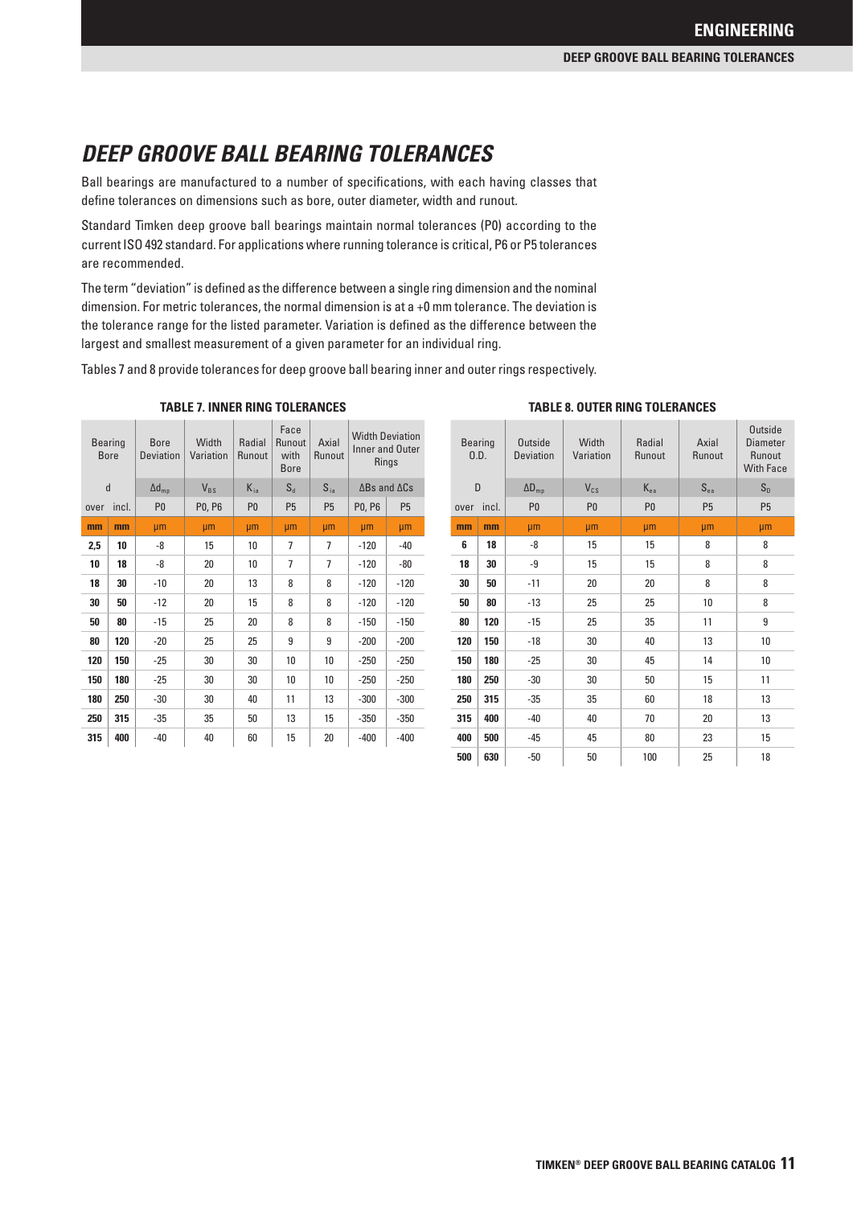# DEEP GROOVE BALL BEARING TOLERANCES

Ball bearings are manufactured to a number of specifications, with each having classes that define tolerances on dimensions such as bore, outer diameter, width and runout.

Standard Timken deep groove ball bearings maintain normal tolerances (P0) according to the current ISO 492 standard. For applications where running tolerance is critical, P6 or P5 tolerances are recommended.

The term "deviation" is defined as the difference between a single ring dimension and the nominal dimension. For metric tolerances, the normal dimension is at a +0 mm tolerance. The deviation is the tolerance range for the listed parameter. Variation is defined as the difference between the largest and smallest measurement of a given parameter for an individual ring.

Tables 7 and 8 provide tolerances for deep groove ball bearing inner and outer rings respectively.

**TABLE 7. INNER RING TOLERANCES**

| Bearing Bore | | Bore Deviation | Width Variation | Radial Runout | Face Runout with Bore | Axial Runout | Width Deviation Inner and Outer Rings | |
|---|---|---|---|---|---|---|---|---|
| d | | $\Delta d_{mp}$ | $V_{BS}$ | $K_{ia}$ | $S_d$ | $S_{ia}$ | $\Delta Bs$ and $\Delta Cs$ | |
| over | incl. | P0 | P0, P6 | P0 | P5 | P5 | P0, P6 | P5 |
| mm | mm | µm | µm | µm | µm | µm | µm | µm |
| 2,5 | 10 | -8 | 15 | 10 | 7 | 7 | -120 | -40 |
| 10 | 18 | -8 | 20 | 10 | 7 | 7 | -120 | -80 |
| 18 | 30 | -10 | 20 | 13 | 8 | 8 | -120 | -120 |
| 30 | 50 | -12 | 20 | 15 | 8 | 8 | -120 | -120 |
| 50 | 80 | -15 | 25 | 20 | 8 | 8 | -150 | -150 |
| 80 | 120 | -20 | 25 | 25 | 9 | 9 | -200 | -200 |
| 120 | 150 | -25 | 30 | 30 | 10 | 10 | -250 | -250 |
| 150 | 180 | -25 | 30 | 30 | 10 | 10 | -250 | -250 |
| 180 | 250 | -30 | 30 | 40 | 11 | 13 | -300 | -300 |
| 250 | 315 | -35 | 35 | 50 | 13 | 15 | -350 | -350 |
| 315 | 400 | -40 | 40 | 60 | 15 | 20 | -400 | -400 |

**TABLE 8. OUTER RING TOLERANCES**

| Bearing O.D. | | Outside Deviation | Width Variation | Radial Runout | Axial Runout | Outside Diameter Runout With Face |
|---|---|---|---|---|---|---|
| D | | $\Delta D_{mp}$ | $V_{CS}$ | $K_{ea}$ | $S_{ea}$ | $S_D$ |
| over | incl. | P0 | P0 | P0 | P5 | P5 |
| mm | mm | µm | µm | µm | µm | µm |
| 6 | 18 | -8 | 15 | 15 | 8 | 8 |
| 18 | 30 | -9 | 15 | 15 | 8 | 8 |
| 30 | 50 | -11 | 20 | 20 | 8 | 8 |
| 50 | 80 | -13 | 25 | 25 | 10 | 8 |
| 80 | 120 | -15 | 25 | 35 | 11 | 9 |
| 120 | 150 | -18 | 30 | 40 | 13 | 10 |
| 150 | 180 | -25 | 30 | 45 | 14 | 10 |
| 180 | 250 | -30 | 30 | 50 | 15 | 11 |
| 250 | 315 | -35 | 35 | 60 | 18 | 13 |
| 315 | 400 | -40 | 40 | 70 | 20 | 13 |
| 400 | 500 | -45 | 45 | 80 | 23 | 15 |
| 500 | 630 | -50 | 50 | 100 | 25 | 18 |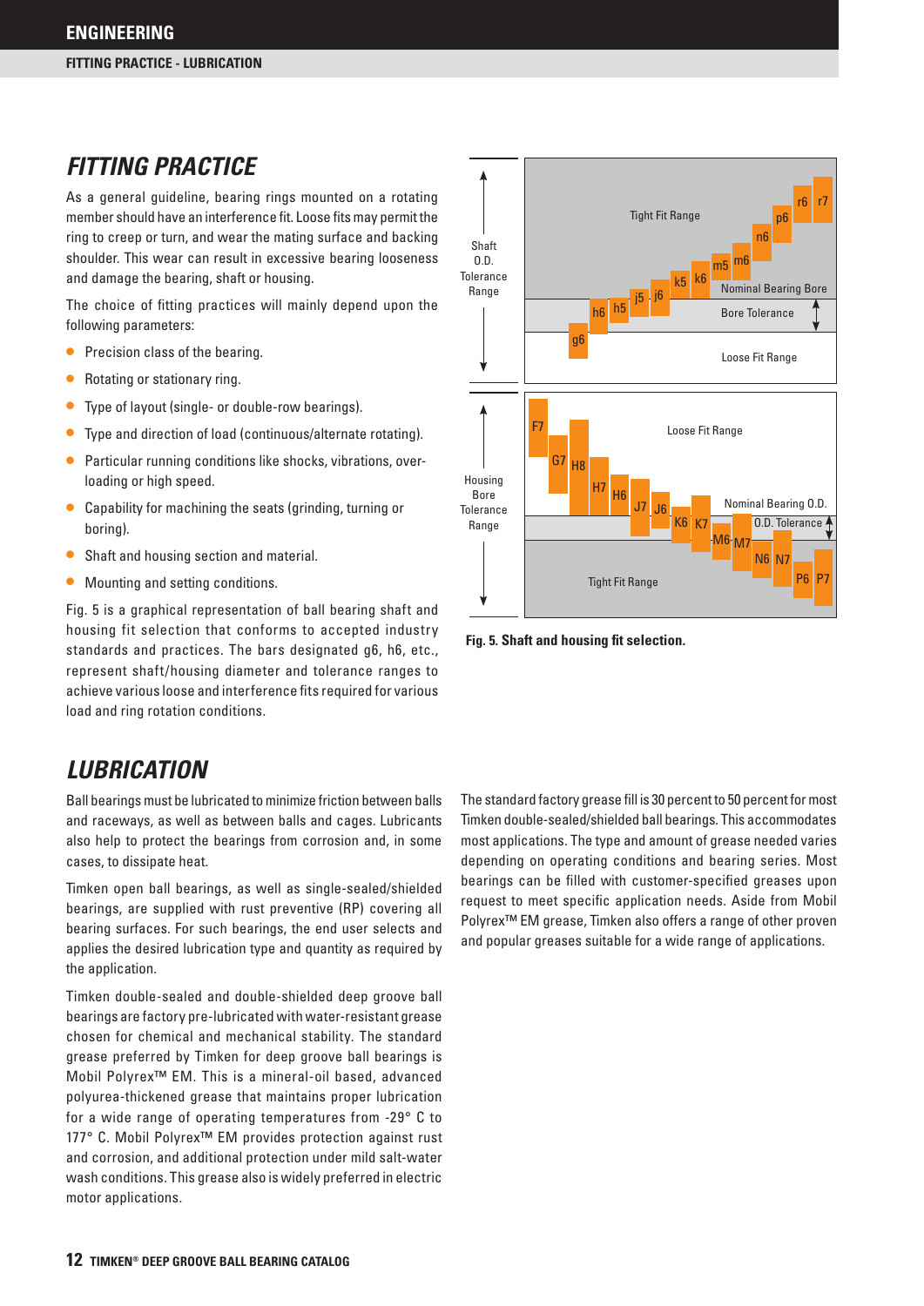## FITTING PRACTICE

As a general guideline, bearing rings mounted on a rotating member should have an interference fit. Loose fits may permit the ring to creep or turn, and wear the mating surface and backing shoulder. This wear can result in excessive bearing looseness and damage the bearing, shaft or housing.

The choice of fitting practices will mainly depend upon the following parameters:

- Precision class of the bearing.
- Rotating or stationary ring.
- Type of layout (single- or double-row bearings).
- Type and direction of load (continuous/alternate rotating).
- Particular running conditions like shocks, vibrations, overloading or high speed.
- Capability for machining the seats (grinding, turning or boring).
- Shaft and housing section and material.
- Mounting and setting conditions.

Fig. 5 is a graphical representation of ball bearing shaft and housing fit selection that conforms to accepted industry standards and practices. The bars designated g6, h6, etc., represent shaft/housing diameter and tolerance ranges to achieve various loose and interference fits required for various load and ring rotation conditions.

**Fig. 5. Shaft and housing fit selection.**

## LUBRICATION

Ball bearings must be lubricated to minimize friction between balls and raceways, as well as between balls and cages. Lubricants also help to protect the bearings from corrosion and, in some cases, to dissipate heat.

Timken open ball bearings, as well as single-sealed/shielded bearings, are supplied with rust preventive (RP) covering all bearing surfaces. For such bearings, the end user selects and applies the desired lubrication type and quantity as required by the application.

Timken double-sealed and double-shielded deep groove ball bearings are factory pre-lubricated with water-resistant grease chosen for chemical and mechanical stability. The standard grease preferred by Timken for deep groove ball bearings is Mobil Polyrex™ EM. This is a mineral-oil based, advanced polyurea-thickened grease that maintains proper lubrication for a wide range of operating temperatures from -29° C to 177° C. Mobil Polyrex™ EM provides protection against rust and corrosion, and additional protection under mild salt-water wash conditions. This grease also is widely preferred in electric motor applications.

The standard factory grease fill is 30 percent to 50 percent for most Timken double-sealed/shielded ball bearings. This accommodates most applications. The type and amount of grease needed varies depending on operating conditions and bearing series. Most bearings can be filled with customer-specified greases upon request to meet specific application needs. Aside from Mobil Polyrex™ EM grease, Timken also offers a range of other proven and popular greases suitable for a wide range of applications.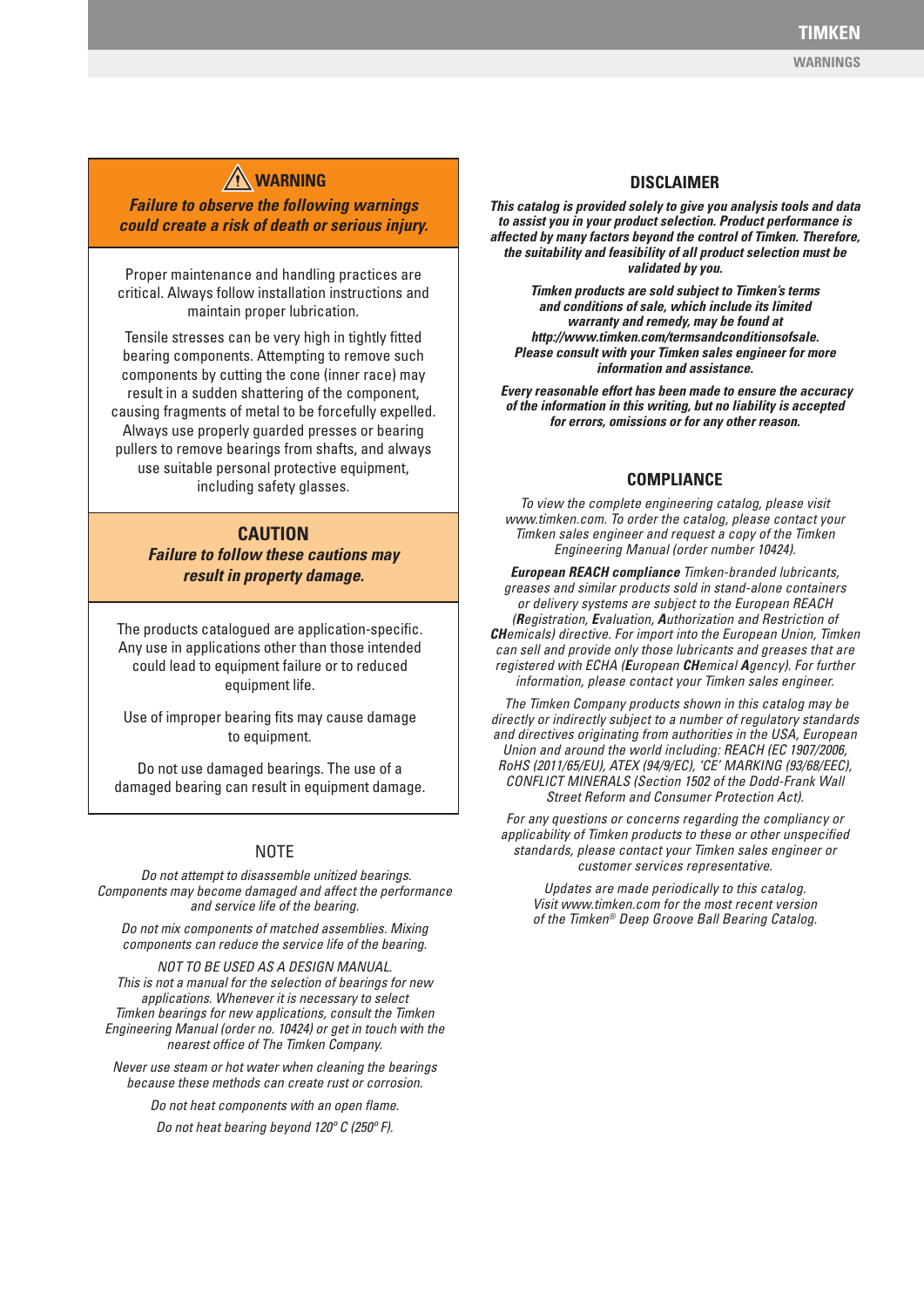## ⚠ WARNING

***Failure to observe the following warnings could create a risk of death or serious injury.***

Proper maintenance and handling practices are critical. Always follow installation instructions and maintain proper lubrication.

Tensile stresses can be very high in tightly fitted bearing components. Attempting to remove such components by cutting the cone (inner race) may result in a sudden shattering of the component, causing fragments of metal to be forcefully expelled. Always use properly guarded presses or bearing pullers to remove bearings from shafts, and always use suitable personal protective equipment, including safety glasses.

## CAUTION

***Failure to follow these cautions may result in property damage.***

The products catalogued are application-specific. Any use in applications other than those intended could lead to equipment failure or to reduced equipment life.

Use of improper bearing fits may cause damage to equipment.

Do not use damaged bearings. The use of a damaged bearing can result in equipment damage.

## NOTE

*Do not attempt to disassemble unitized bearings. Components may become damaged and affect the performance and service life of the bearing.*

*Do not mix components of matched assemblies. Mixing components can reduce the service life of the bearing.*

*NOT TO BE USED AS A DESIGN MANUAL. This is not a manual for the selection of bearings for new applications. Whenever it is necessary to select Timken bearings for new applications, consult the Timken Engineering Manual (order no. 10424) or get in touch with the nearest office of The Timken Company.*

*Never use steam or hot water when cleaning the bearings because these methods can create rust or corrosion.*

*Do not heat components with an open flame.*

*Do not heat bearing beyond 120° C (250° F).*

## DISCLAIMER

***This catalog is provided solely to give you analysis tools and data to assist you in your product selection. Product performance is affected by many factors beyond the control of Timken. Therefore, the suitability and feasibility of all product selection must be validated by you.***

***Timken products are sold subject to Timken's terms and conditions of sale, which include its limited warranty and remedy, may be found at http://www.timken.com/termsandconditionsofsale. Please consult with your Timken sales engineer for more information and assistance.***

***Every reasonable effort has been made to ensure the accuracy of the information in this writing, but no liability is accepted for errors, omissions or for any other reason.***

## COMPLIANCE

*To view the complete engineering catalog, please visit www.timken.com. To order the catalog, please contact your Timken sales engineer and request a copy of the Timken Engineering Manual (order number 10424).*

***European REACH compliance*** *Timken-branded lubricants, greases and similar products sold in stand-alone containers or delivery systems are subject to the European REACH (**R**egistration, **E**valuation, **A**uthorization and Restriction of **CH**emicals) directive. For import into the European Union, Timken can sell and provide only those lubricants and greases that are registered with ECHA (**E**uropean **CH**emical **A**gency). For further information, please contact your Timken sales engineer.*

*The Timken Company products shown in this catalog may be directly or indirectly subject to a number of regulatory standards and directives originating from authorities in the USA, European Union and around the world including: REACH (EC 1907/2006, RoHS (2011/65/EU), ATEX (94/9/EC), 'CE' MARKING (93/68/EEC), CONFLICT MINERALS (Section 1502 of the Dodd-Frank Wall Street Reform and Consumer Protection Act).*

*For any questions or concerns regarding the compliancy or applicability of Timken products to these or other unspecified standards, please contact your Timken sales engineer or customer services representative.*

*Updates are made periodically to this catalog. Visit www.timken.com for the most recent version of the Timken® Deep Groove Ball Bearing Catalog.*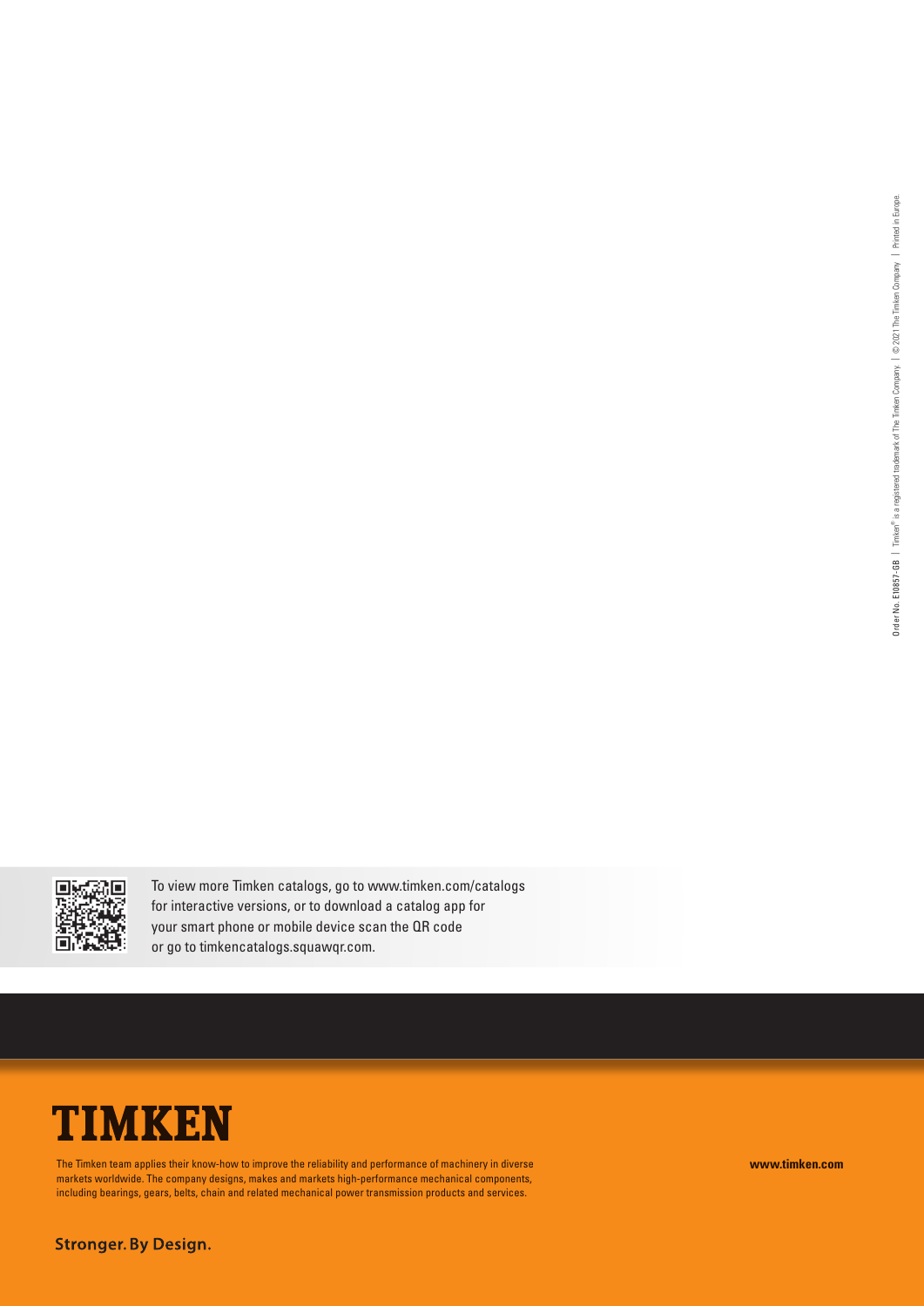To view more Timken catalogs, go to www.timken.com/catalogs for interactive versions, or to download a catalog app for your smart phone or mobile device scan the QR code or go to timkencatalogs.squawqr.com.

Order No. E10857-GB | Timken® is a registered trademark of The Timken Company. | © 2021 The Timken Company | Printed in Europe.

# TIMKEN

The Timken team applies their know-how to improve the reliability and performance of machinery in diverse markets worldwide. The company designs, makes and markets high-performance mechanical components, including bearings, gears, belts, chain and related mechanical power transmission products and services.

**www.timken.com**

**Stronger. By Design.**